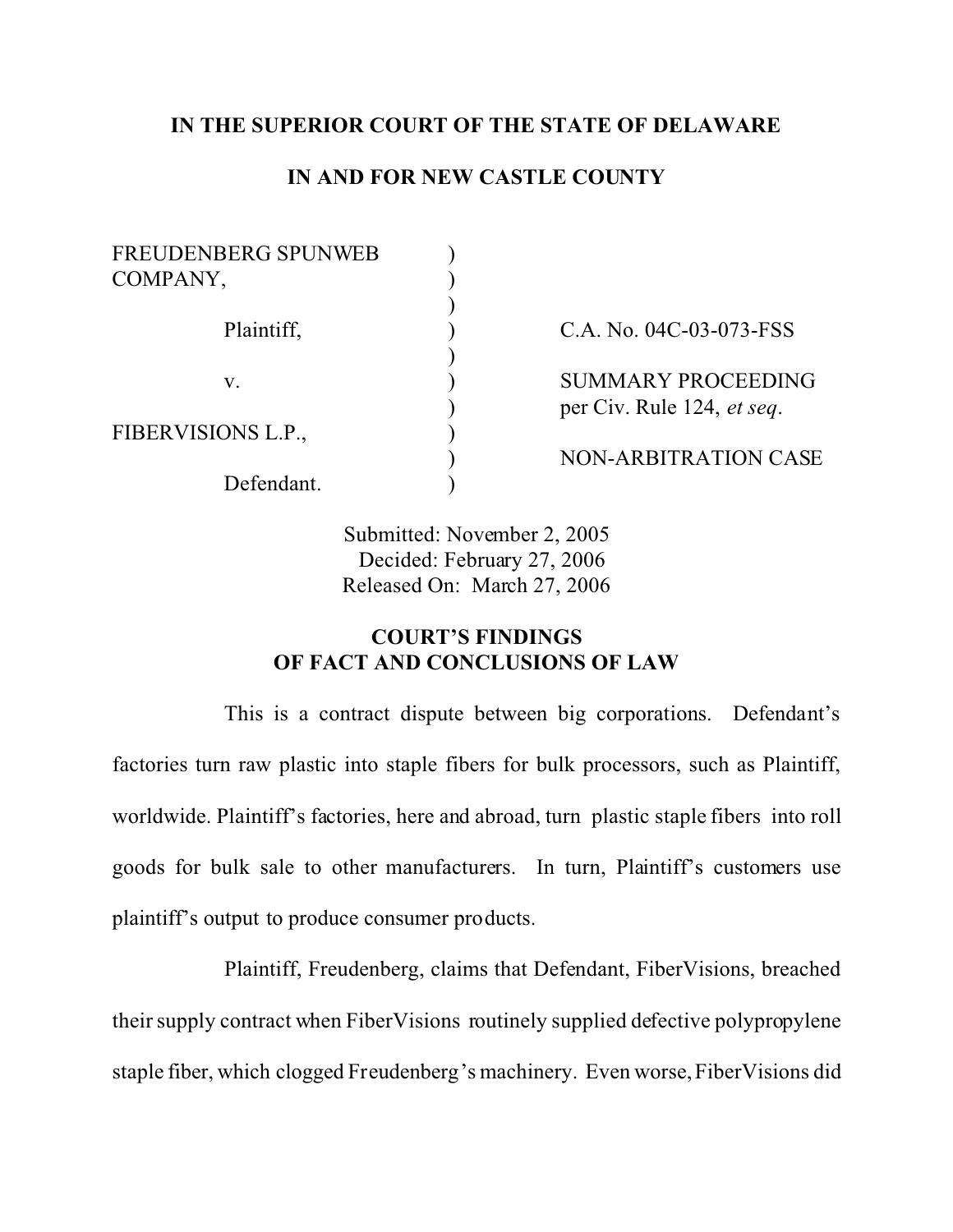**IN THE SUPERIOR COURT OF THE STATE OF DELAWARE**

**IN AND FOR NEW CASTLE COUNTY**

| | | |
|---|---|---|
| FREUDENBERG SPUNWEB COMPANY, | ) | |
| Plaintiff, | ) | C.A. No. 04C-03-073-FSS |
| v. | ) | SUMMARY PROCEEDING per Civ. Rule 124, *et seq*. |
| FIBERVISIONS L.P., | ) | NON-ARBITRATION CASE |
| Defendant. | ) | |

Submitted: November 2, 2005
Decided: February 27, 2006
Released On: March 27, 2006

**COURT'S FINDINGS OF FACT AND CONCLUSIONS OF LAW**

This is a contract dispute between big corporations. Defendant's factories turn raw plastic into staple fibers for bulk processors, such as Plaintiff, worldwide. Plaintiff's factories, here and abroad, turn plastic staple fibers into roll goods for bulk sale to other manufacturers. In turn, Plaintiff's customers use plaintiff's output to produce consumer products.

Plaintiff, Freudenberg, claims that Defendant, FiberVisions, breached their supply contract when FiberVisions routinely supplied defective polypropylene staple fiber, which clogged Freudenberg's machinery. Even worse, FiberVisions did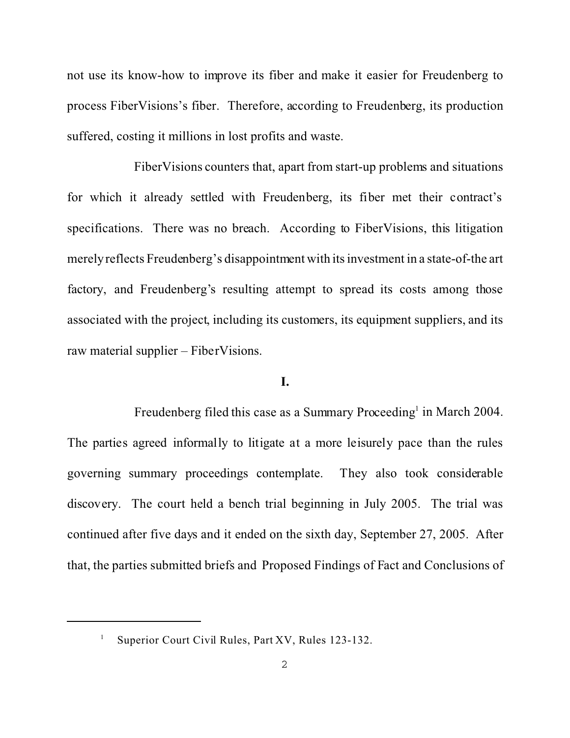not use its know-how to improve its fiber and make it easier for Freudenberg to process FiberVisions's fiber. Therefore, according to Freudenberg, its production suffered, costing it millions in lost profits and waste.

FiberVisions counters that, apart from start-up problems and situations for which it already settled with Freudenberg, its fiber met their contract's specifications. There was no breach. According to FiberVisions, this litigation merely reflects Freudenberg's disappointment with its investment in a state-of-the art factory, and Freudenberg's resulting attempt to spread its costs among those associated with the project, including its customers, its equipment suppliers, and its raw material supplier – FiberVisions.

## I.

Freudenberg filed this case as a Summary Proceeding[1] in March 2004. The parties agreed informally to litigate at a more leisurely pace than the rules governing summary proceedings contemplate. They also took considerable discovery. The court held a bench trial beginning in July 2005. The trial was continued after five days and it ended on the sixth day, September 27, 2005. After that, the parties submitted briefs and Proposed Findings of Fact and Conclusions of

---

[1] Superior Court Civil Rules, Part XV, Rules 123-132.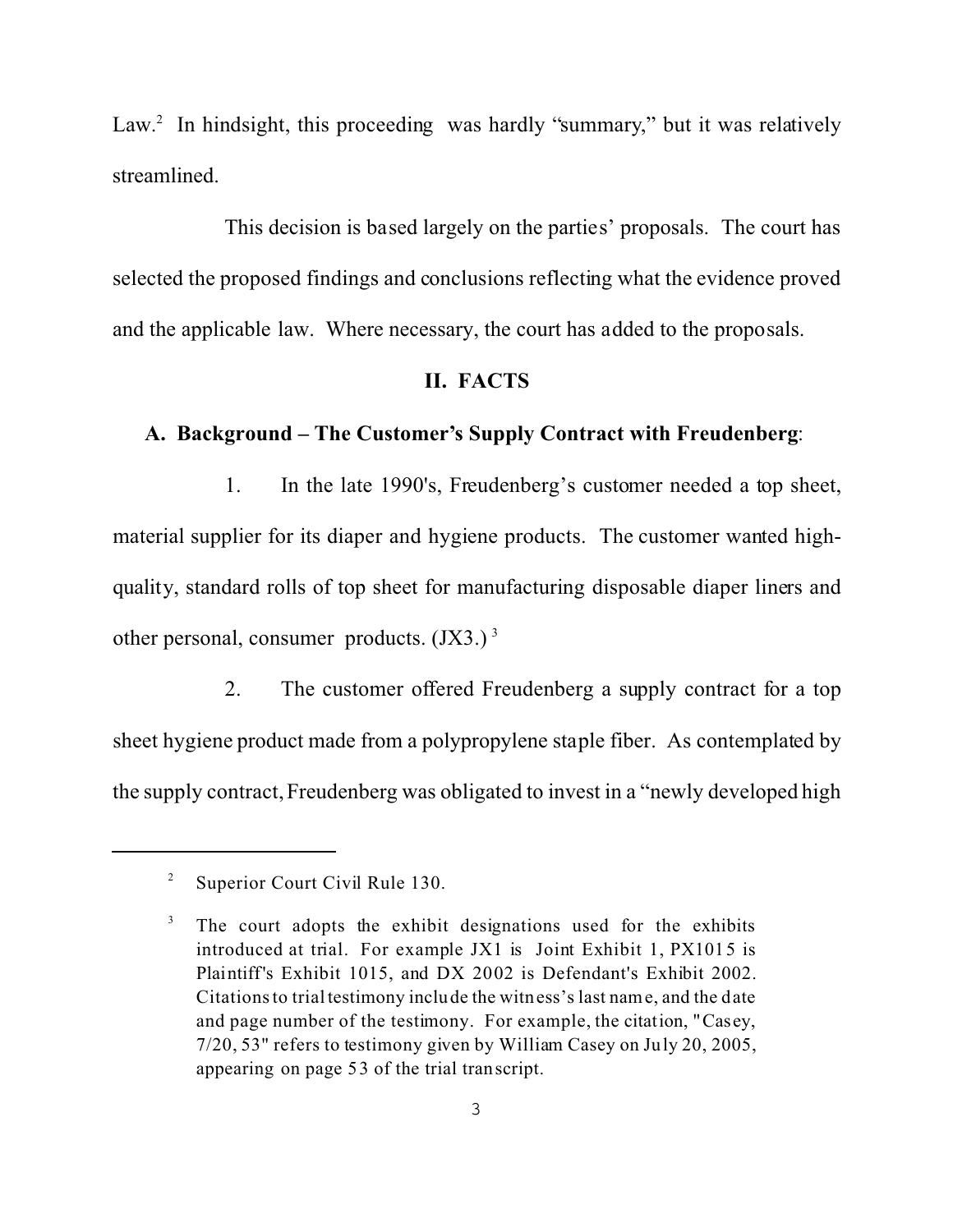Law.[2] In hindsight, this proceeding was hardly "summary," but it was relatively streamlined.

This decision is based largely on the parties' proposals. The court has selected the proposed findings and conclusions reflecting what the evidence proved and the applicable law. Where necessary, the court has added to the proposals.

## II. FACTS

### A. Background – The Customer's Supply Contract with Freudenberg:

1. In the late 1990's, Freudenberg's customer needed a top sheet, material supplier for its diaper and hygiene products. The customer wanted high-quality, standard rolls of top sheet for manufacturing disposable diaper liners and other personal, consumer products. (JX3.)[3]

2. The customer offered Freudenberg a supply contract for a top sheet hygiene product made from a polypropylene staple fiber. As contemplated by the supply contract, Freudenberg was obligated to invest in a "newly developed high

---

[2] Superior Court Civil Rule 130.

[3] The court adopts the exhibit designations used for the exhibits introduced at trial. For example JX1 is Joint Exhibit 1, PX1015 is Plaintiff's Exhibit 1015, and DX 2002 is Defendant's Exhibit 2002. Citations to trial testimony include the witness's last name, and the date and page number of the testimony. For example, the citation, "Casey, 7/20, 53" refers to testimony given by William Casey on July 20, 2005, appearing on page 53 of the trial transcript.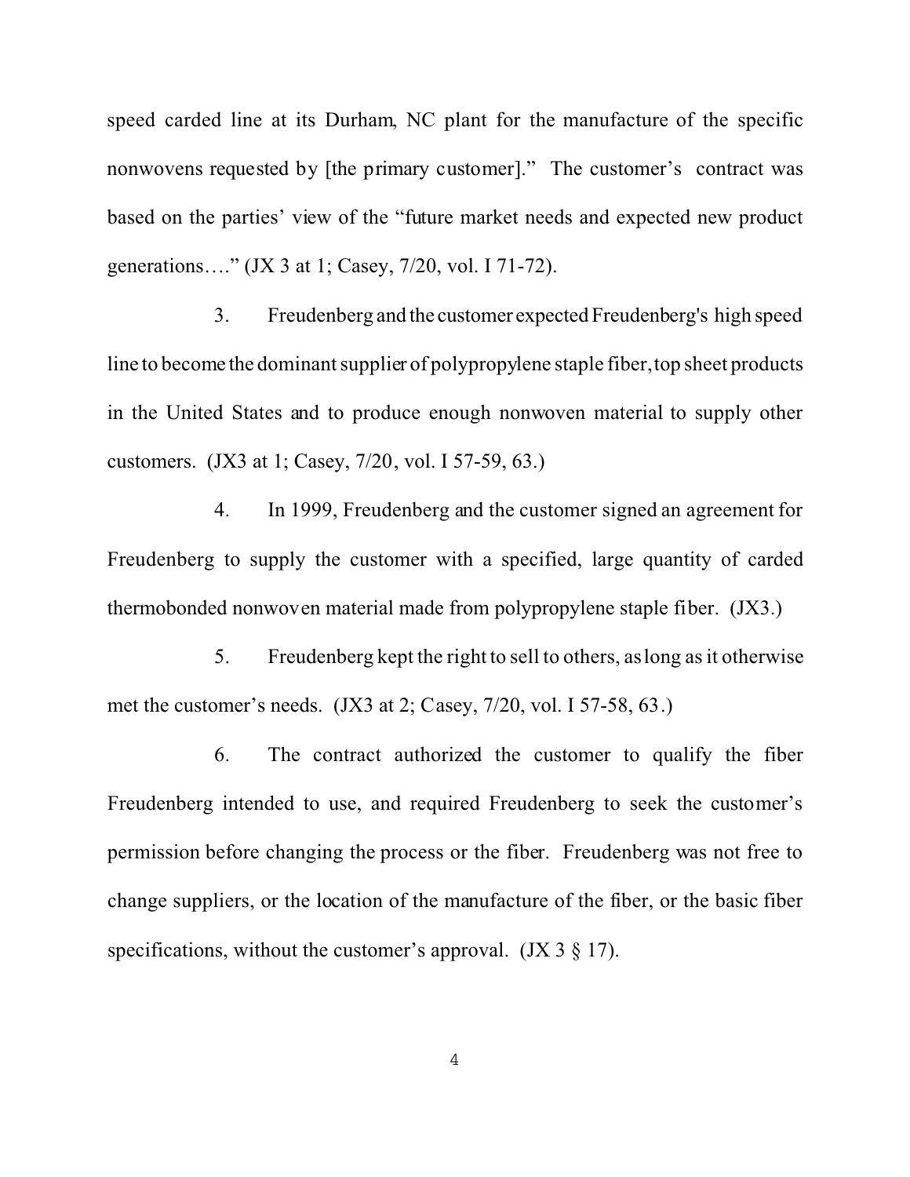speed carded line at its Durham, NC plant for the manufacture of the specific nonwovens requested by [the primary customer]." The customer's contract was based on the parties' view of the "future market needs and expected new product generations…." (JX 3 at 1; Casey, 7/20, vol. I 71-72).

3. Freudenberg and the customer expected Freudenberg's high speed line to become the dominant supplier of polypropylene staple fiber, top sheet products in the United States and to produce enough nonwoven material to supply other customers. (JX3 at 1; Casey, 7/20, vol. I 57-59, 63.)

4. In 1999, Freudenberg and the customer signed an agreement for Freudenberg to supply the customer with a specified, large quantity of carded thermobonded nonwoven material made from polypropylene staple fiber. (JX3.)

5. Freudenberg kept the right to sell to others, as long as it otherwise met the customer's needs. (JX3 at 2; Casey, 7/20, vol. I 57-58, 63.)

6. The contract authorized the customer to qualify the fiber Freudenberg intended to use, and required Freudenberg to seek the customer's permission before changing the process or the fiber. Freudenberg was not free to change suppliers, or the location of the manufacture of the fiber, or the basic fiber specifications, without the customer's approval. (JX 3 § 17).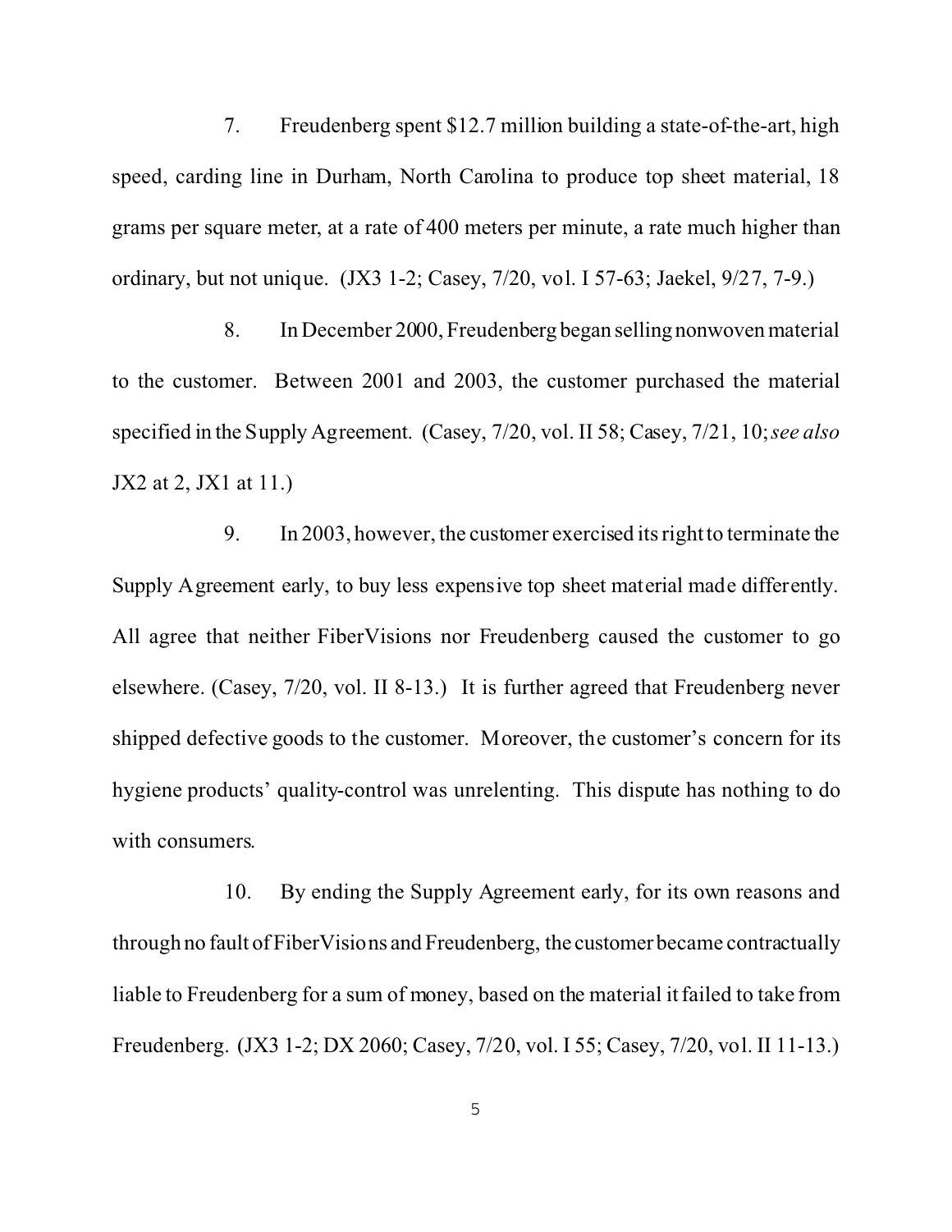7. Freudenberg spent $12.7 million building a state-of-the-art, high speed, carding line in Durham, North Carolina to produce top sheet material, 18 grams per square meter, at a rate of 400 meters per minute, a rate much higher than ordinary, but not unique. (JX3 1-2; Casey, 7/20, vol. I 57-63; Jaekel, 9/27, 7-9.)

8. In December 2000, Freudenberg began selling nonwoven material to the customer. Between 2001 and 2003, the customer purchased the material specified in the Supply Agreement. (Casey, 7/20, vol. II 58; Casey, 7/21, 10; *see also* JX2 at 2, JX1 at 11.)

9. In 2003, however, the customer exercised its right to terminate the Supply Agreement early, to buy less expensive top sheet material made differently. All agree that neither FiberVisions nor Freudenberg caused the customer to go elsewhere. (Casey, 7/20, vol. II 8-13.) It is further agreed that Freudenberg never shipped defective goods to the customer. Moreover, the customer's concern for its hygiene products' quality-control was unrelenting. This dispute has nothing to do with consumers.

10. By ending the Supply Agreement early, for its own reasons and through no fault of FiberVisions and Freudenberg, the customer became contractually liable to Freudenberg for a sum of money, based on the material it failed to take from Freudenberg. (JX3 1-2; DX 2060; Casey, 7/20, vol. I 55; Casey, 7/20, vol. II 11-13.)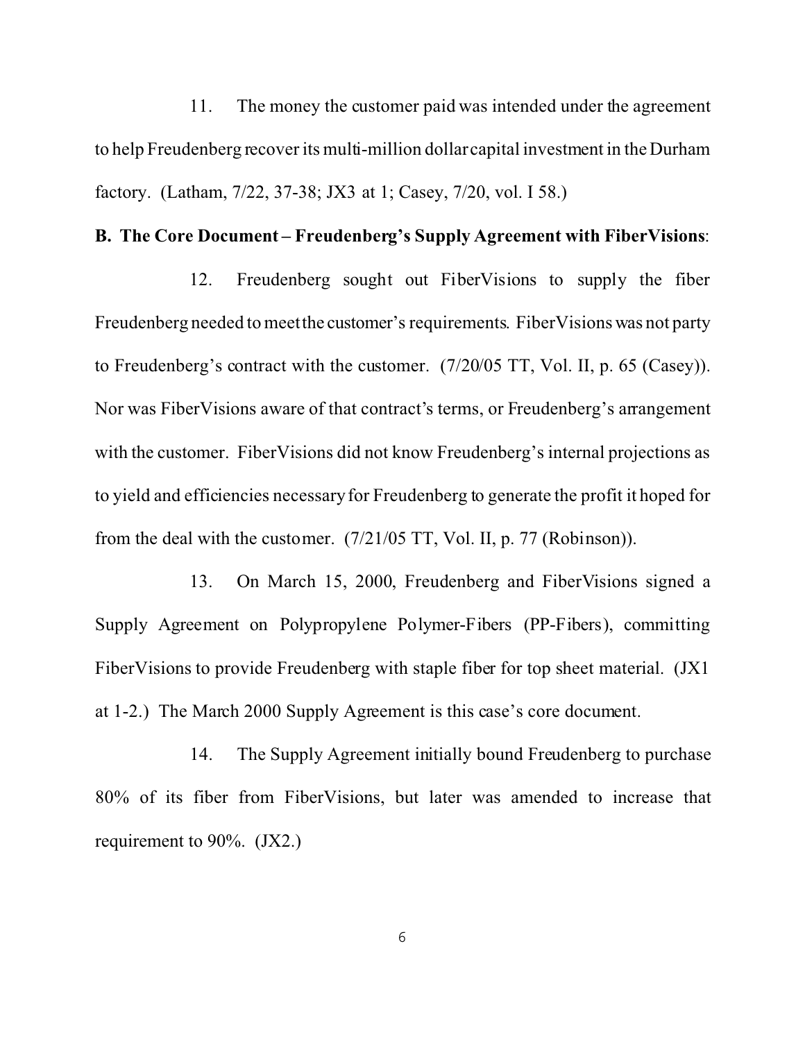11. The money the customer paid was intended under the agreement to help Freudenberg recover its multi-million dollar capital investment in the Durham factory. (Latham, 7/22, 37-38; JX3 at 1; Casey, 7/20, vol. I 58.)

**B. The Core Document – Freudenberg's Supply Agreement with FiberVisions**:

12. Freudenberg sought out FiberVisions to supply the fiber Freudenberg needed to meet the customer's requirements. FiberVisions was not party to Freudenberg's contract with the customer. (7/20/05 TT, Vol. II, p. 65 (Casey)). Nor was FiberVisions aware of that contract's terms, or Freudenberg's arrangement with the customer. FiberVisions did not know Freudenberg's internal projections as to yield and efficiencies necessary for Freudenberg to generate the profit it hoped for from the deal with the customer. (7/21/05 TT, Vol. II, p. 77 (Robinson)).

13. On March 15, 2000, Freudenberg and FiberVisions signed a Supply Agreement on Polypropylene Polymer-Fibers (PP-Fibers), committing FiberVisions to provide Freudenberg with staple fiber for top sheet material. (JX1 at 1-2.) The March 2000 Supply Agreement is this case's core document.

14. The Supply Agreement initially bound Freudenberg to purchase 80% of its fiber from FiberVisions, but later was amended to increase that requirement to 90%. (JX2.)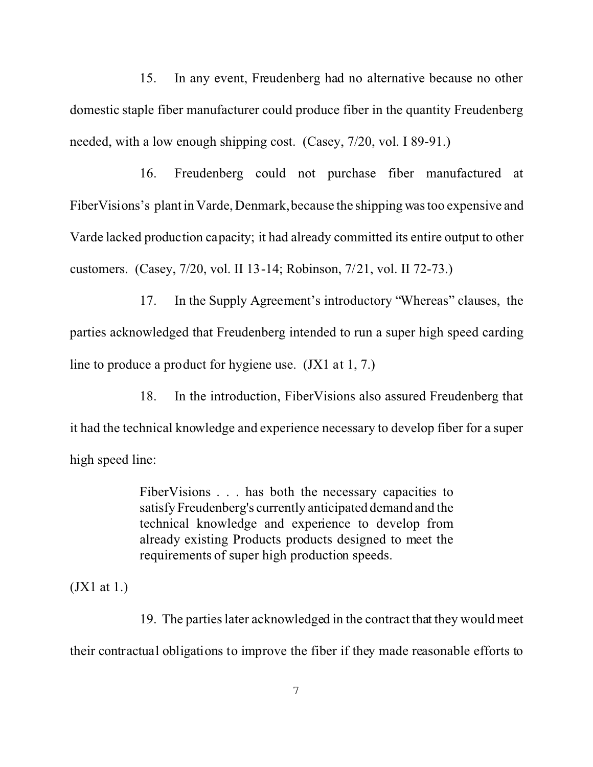15. In any event, Freudenberg had no alternative because no other domestic staple fiber manufacturer could produce fiber in the quantity Freudenberg needed, with a low enough shipping cost. (Casey, 7/20, vol. I 89-91.)

16. Freudenberg could not purchase fiber manufactured at FiberVisions's plant in Varde, Denmark, because the shipping was too expensive and Varde lacked production capacity; it had already committed its entire output to other customers. (Casey, 7/20, vol. II 13-14; Robinson, 7/21, vol. II 72-73.)

17. In the Supply Agreement's introductory "Whereas" clauses, the parties acknowledged that Freudenberg intended to run a super high speed carding line to produce a product for hygiene use. (JX1 at 1, 7.)

18. In the introduction, FiberVisions also assured Freudenberg that it had the technical knowledge and experience necessary to develop fiber for a super high speed line:

> FiberVisions . . . has both the necessary capacities to satisfy Freudenberg's currently anticipated demand and the technical knowledge and experience to develop from already existing Products products designed to meet the requirements of super high production speeds.

(JX1 at 1.)

19. The parties later acknowledged in the contract that they would meet their contractual obligations to improve the fiber if they made reasonable efforts to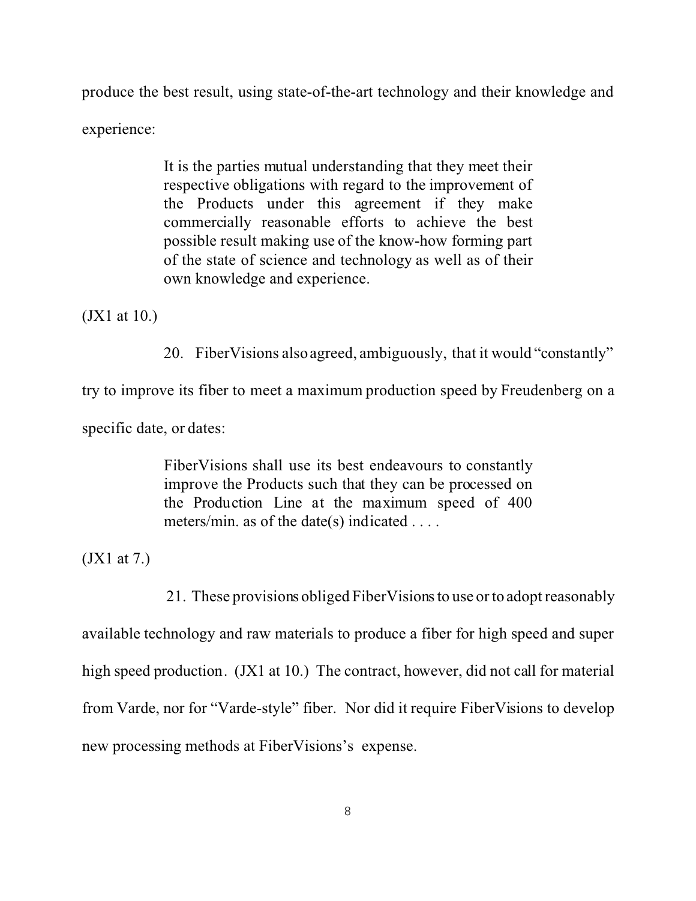produce the best result, using state-of-the-art technology and their knowledge and experience:

> It is the parties mutual understanding that they meet their respective obligations with regard to the improvement of the Products under this agreement if they make commercially reasonable efforts to achieve the best possible result making use of the know-how forming part of the state of science and technology as well as of their own knowledge and experience.

(JX1 at 10.)

20. FiberVisions also agreed, ambiguously, that it would "constantly" try to improve its fiber to meet a maximum production speed by Freudenberg on a specific date, or dates:

> FiberVisions shall use its best endeavours to constantly improve the Products such that they can be processed on the Production Line at the maximum speed of 400 meters/min. as of the date(s) indicated . . . .

(JX1 at 7.)

21. These provisions obliged FiberVisions to use or to adopt reasonably available technology and raw materials to produce a fiber for high speed and super high speed production. (JX1 at 10.) The contract, however, did not call for material from Varde, nor for "Varde-style" fiber. Nor did it require FiberVisions to develop new processing methods at FiberVisions's expense.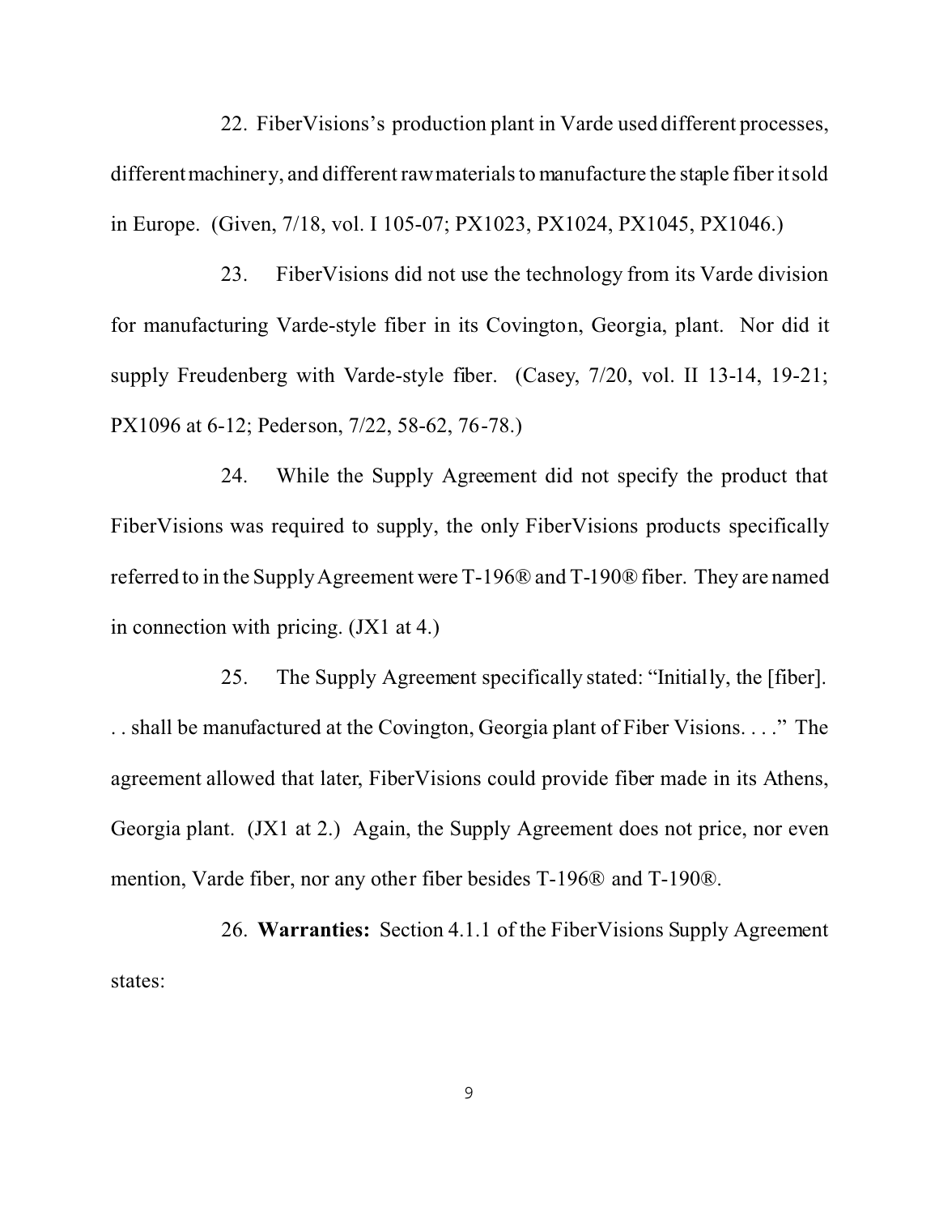22. FiberVisions's production plant in Varde used different processes, different machinery, and different raw materials to manufacture the staple fiber it sold in Europe. (Given, 7/18, vol. I 105-07; PX1023, PX1024, PX1045, PX1046.)

23. FiberVisions did not use the technology from its Varde division for manufacturing Varde-style fiber in its Covington, Georgia, plant. Nor did it supply Freudenberg with Varde-style fiber. (Casey, 7/20, vol. II 13-14, 19-21; PX1096 at 6-12; Pederson, 7/22, 58-62, 76-78.)

24. While the Supply Agreement did not specify the product that FiberVisions was required to supply, the only FiberVisions products specifically referred to in the Supply Agreement were T-196® and T-190® fiber. They are named in connection with pricing. (JX1 at 4.)

25. The Supply Agreement specifically stated: "Initially, the [fiber]. . . shall be manufactured at the Covington, Georgia plant of Fiber Visions. . . ." The agreement allowed that later, FiberVisions could provide fiber made in its Athens, Georgia plant. (JX1 at 2.) Again, the Supply Agreement does not price, nor even mention, Varde fiber, nor any other fiber besides T-196® and T-190®.

26. **Warranties:** Section 4.1.1 of the FiberVisions Supply Agreement states: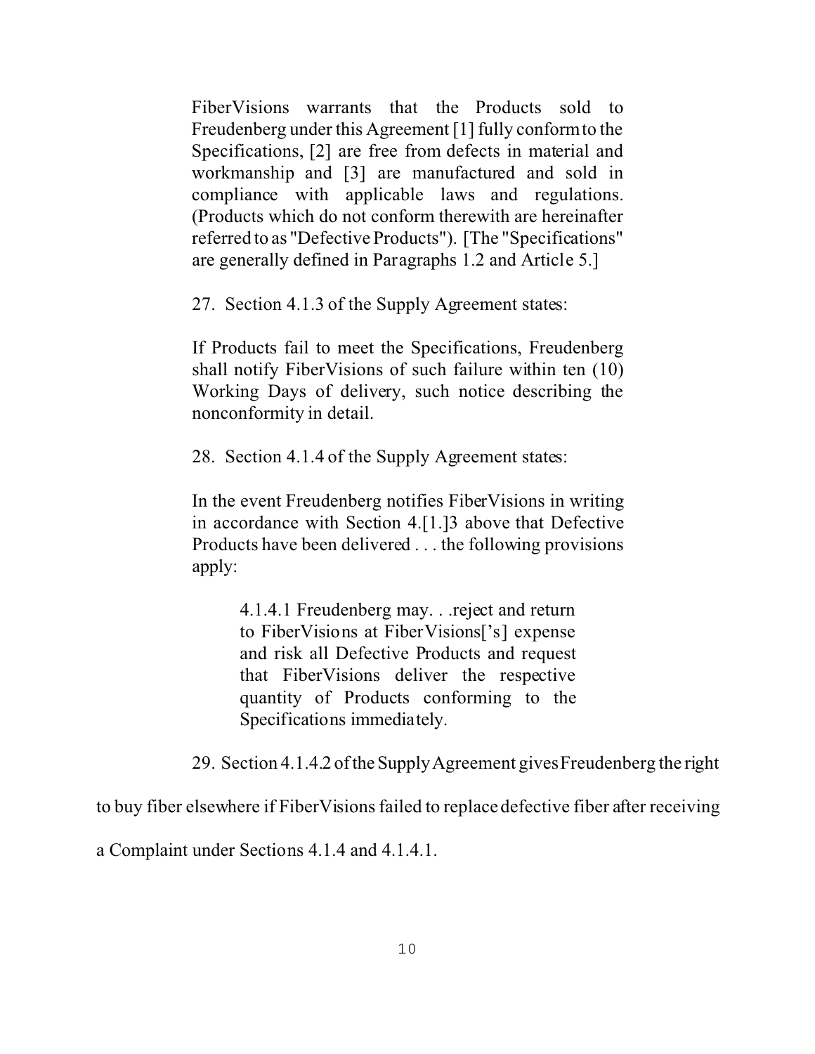> FiberVisions warrants that the Products sold to Freudenberg under this Agreement [1] fully conform to the Specifications, [2] are free from defects in material and workmanship and [3] are manufactured and sold in compliance with applicable laws and regulations. (Products which do not conform therewith are hereinafter referred to as "Defective Products"). [The "Specifications" are generally defined in Paragraphs 1.2 and Article 5.]

27. Section 4.1.3 of the Supply Agreement states:

> If Products fail to meet the Specifications, Freudenberg shall notify FiberVisions of such failure within ten (10) Working Days of delivery, such notice describing the nonconformity in detail.

28. Section 4.1.4 of the Supply Agreement states:

> In the event Freudenberg notifies FiberVisions in writing in accordance with Section 4.[1.]3 above that Defective Products have been delivered . . . the following provisions apply:
>
> > 4.1.4.1 Freudenberg may. . .reject and return to FiberVisions at FiberVisions['s] expense and risk all Defective Products and request that FiberVisions deliver the respective quantity of Products conforming to the Specifications immediately.

29. Section 4.1.4.2 of the Supply Agreement gives Freudenberg the right to buy fiber elsewhere if FiberVisions failed to replace defective fiber after receiving a Complaint under Sections 4.1.4 and 4.1.4.1.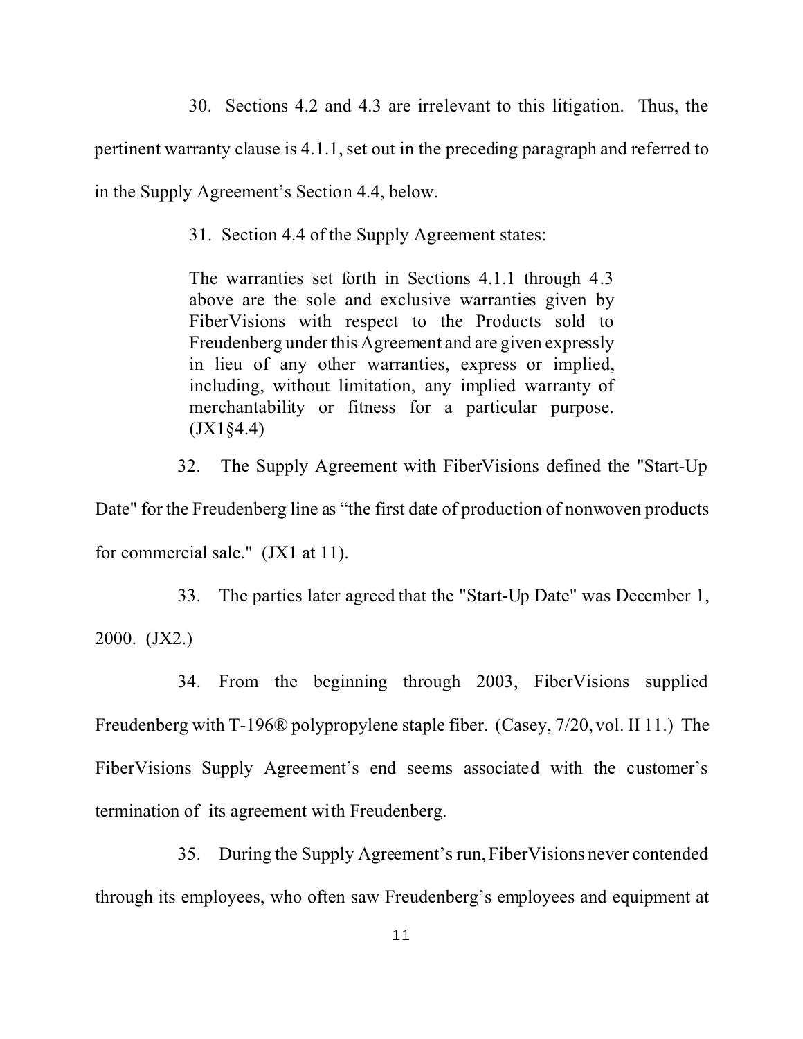30. Sections 4.2 and 4.3 are irrelevant to this litigation. Thus, the pertinent warranty clause is 4.1.1, set out in the preceding paragraph and referred to in the Supply Agreement's Section 4.4, below.

31. Section 4.4 of the Supply Agreement states:

> The warranties set forth in Sections 4.1.1 through 4.3 above are the sole and exclusive warranties given by FiberVisions with respect to the Products sold to Freudenberg under this Agreement and are given expressly in lieu of any other warranties, express or implied, including, without limitation, any implied warranty of merchantability or fitness for a particular purpose. (JX1§4.4)

32. The Supply Agreement with FiberVisions defined the "Start-Up Date" for the Freudenberg line as "the first date of production of nonwoven products for commercial sale." (JX1 at 11).

33. The parties later agreed that the "Start-Up Date" was December 1, 2000. (JX2.)

34. From the beginning through 2003, FiberVisions supplied Freudenberg with T-196® polypropylene staple fiber. (Casey, 7/20, vol. II 11.) The FiberVisions Supply Agreement's end seems associated with the customer's termination of its agreement with Freudenberg.

35. During the Supply Agreement's run, FiberVisions never contended through its employees, who often saw Freudenberg's employees and equipment at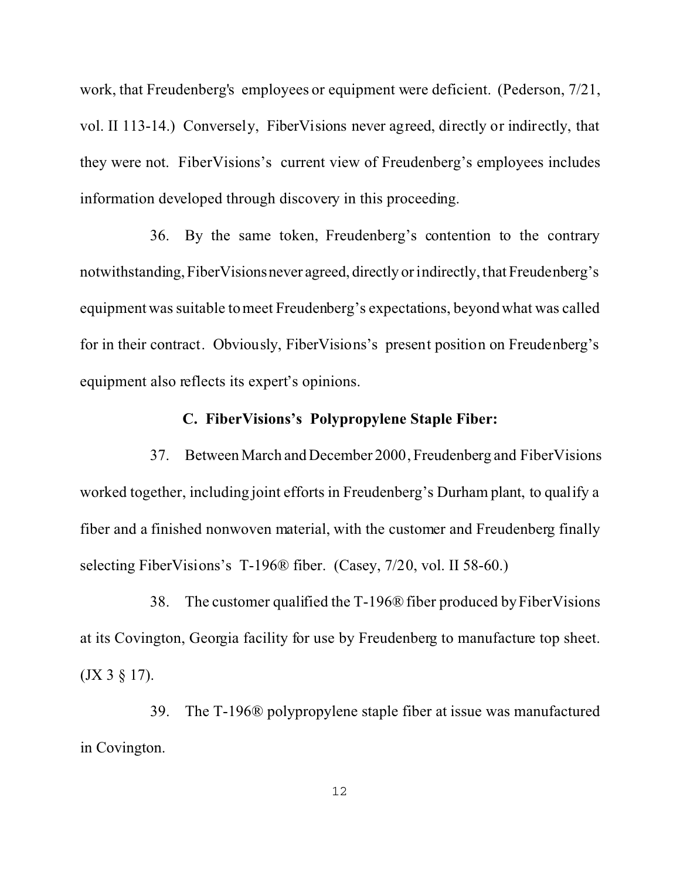work, that Freudenberg's employees or equipment were deficient. (Pederson, 7/21, vol. II 113-14.) Conversely, FiberVisions never agreed, directly or indirectly, that they were not. FiberVisions's current view of Freudenberg's employees includes information developed through discovery in this proceeding.

36. By the same token, Freudenberg's contention to the contrary notwithstanding, FiberVisions never agreed, directly or indirectly, that Freudenberg's equipment was suitable to meet Freudenberg's expectations, beyond what was called for in their contract. Obviously, FiberVisions's present position on Freudenberg's equipment also reflects its expert's opinions.

### C. FiberVisions's Polypropylene Staple Fiber:

37. Between March and December 2000, Freudenberg and FiberVisions worked together, including joint efforts in Freudenberg's Durham plant, to qualify a fiber and a finished nonwoven material, with the customer and Freudenberg finally selecting FiberVisions's T-196® fiber. (Casey, 7/20, vol. II 58-60.)

38. The customer qualified the T-196® fiber produced by FiberVisions at its Covington, Georgia facility for use by Freudenberg to manufacture top sheet. (JX 3 § 17).

39. The T-196® polypropylene staple fiber at issue was manufactured in Covington.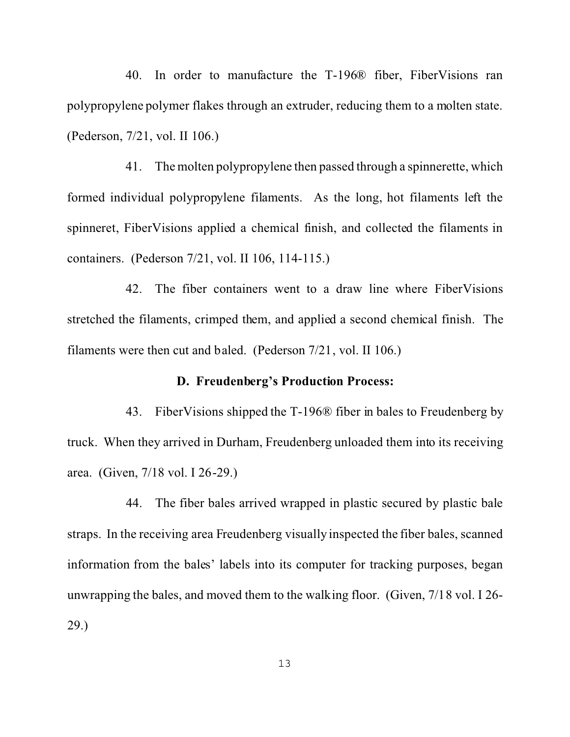40. In order to manufacture the T-196® fiber, FiberVisions ran polypropylene polymer flakes through an extruder, reducing them to a molten state. (Pederson, 7/21, vol. II 106.)

41. The molten polypropylene then passed through a spinnerette, which formed individual polypropylene filaments. As the long, hot filaments left the spinneret, FiberVisions applied a chemical finish, and collected the filaments in containers. (Pederson 7/21, vol. II 106, 114-115.)

42. The fiber containers went to a draw line where FiberVisions stretched the filaments, crimped them, and applied a second chemical finish. The filaments were then cut and baled. (Pederson 7/21, vol. II 106.)

**D. Freudenberg's Production Process:**

43. FiberVisions shipped the T-196® fiber in bales to Freudenberg by truck. When they arrived in Durham, Freudenberg unloaded them into its receiving area. (Given, 7/18 vol. I 26-29.)

44. The fiber bales arrived wrapped in plastic secured by plastic bale straps. In the receiving area Freudenberg visually inspected the fiber bales, scanned information from the bales' labels into its computer for tracking purposes, began unwrapping the bales, and moved them to the walking floor. (Given, 7/18 vol. I 26-29.)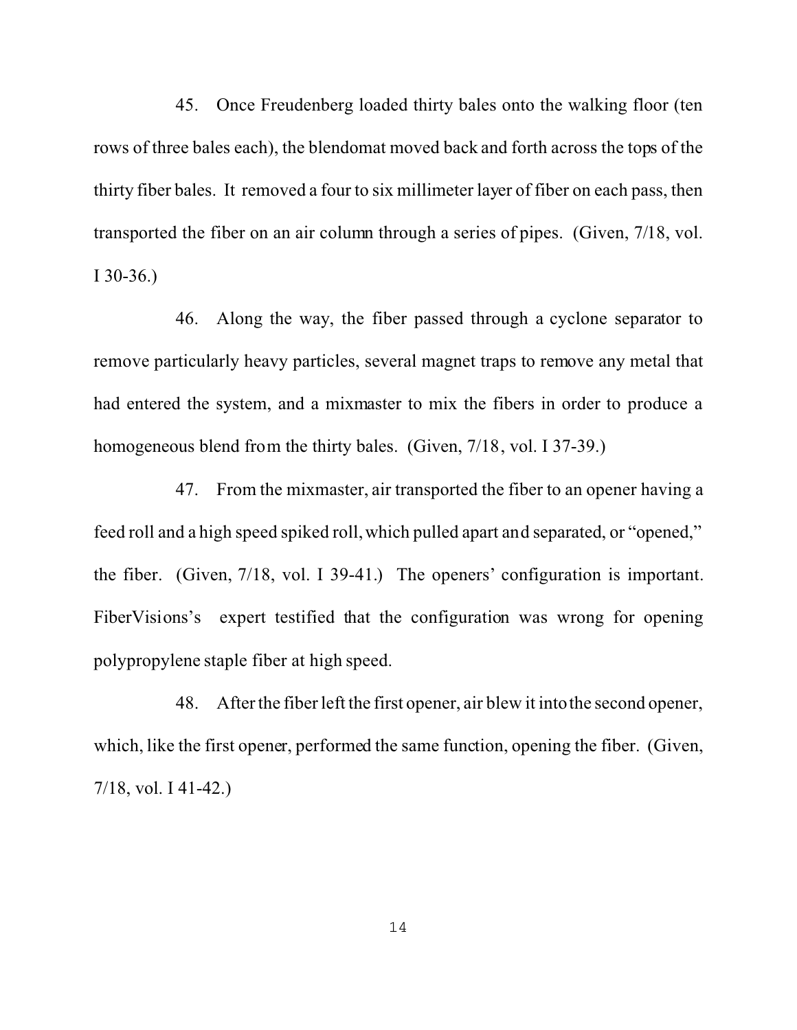45. Once Freudenberg loaded thirty bales onto the walking floor (ten rows of three bales each), the blendomat moved back and forth across the tops of the thirty fiber bales. It removed a four to six millimeter layer of fiber on each pass, then transported the fiber on an air column through a series of pipes. (Given, 7/18, vol. I 30-36.)

46. Along the way, the fiber passed through a cyclone separator to remove particularly heavy particles, several magnet traps to remove any metal that had entered the system, and a mixmaster to mix the fibers in order to produce a homogeneous blend from the thirty bales. (Given, 7/18, vol. I 37-39.)

47. From the mixmaster, air transported the fiber to an opener having a feed roll and a high speed spiked roll, which pulled apart and separated, or "opened," the fiber. (Given, 7/18, vol. I 39-41.) The openers' configuration is important. FiberVisions's expert testified that the configuration was wrong for opening polypropylene staple fiber at high speed.

48. After the fiber left the first opener, air blew it into the second opener, which, like the first opener, performed the same function, opening the fiber. (Given, 7/18, vol. I 41-42.)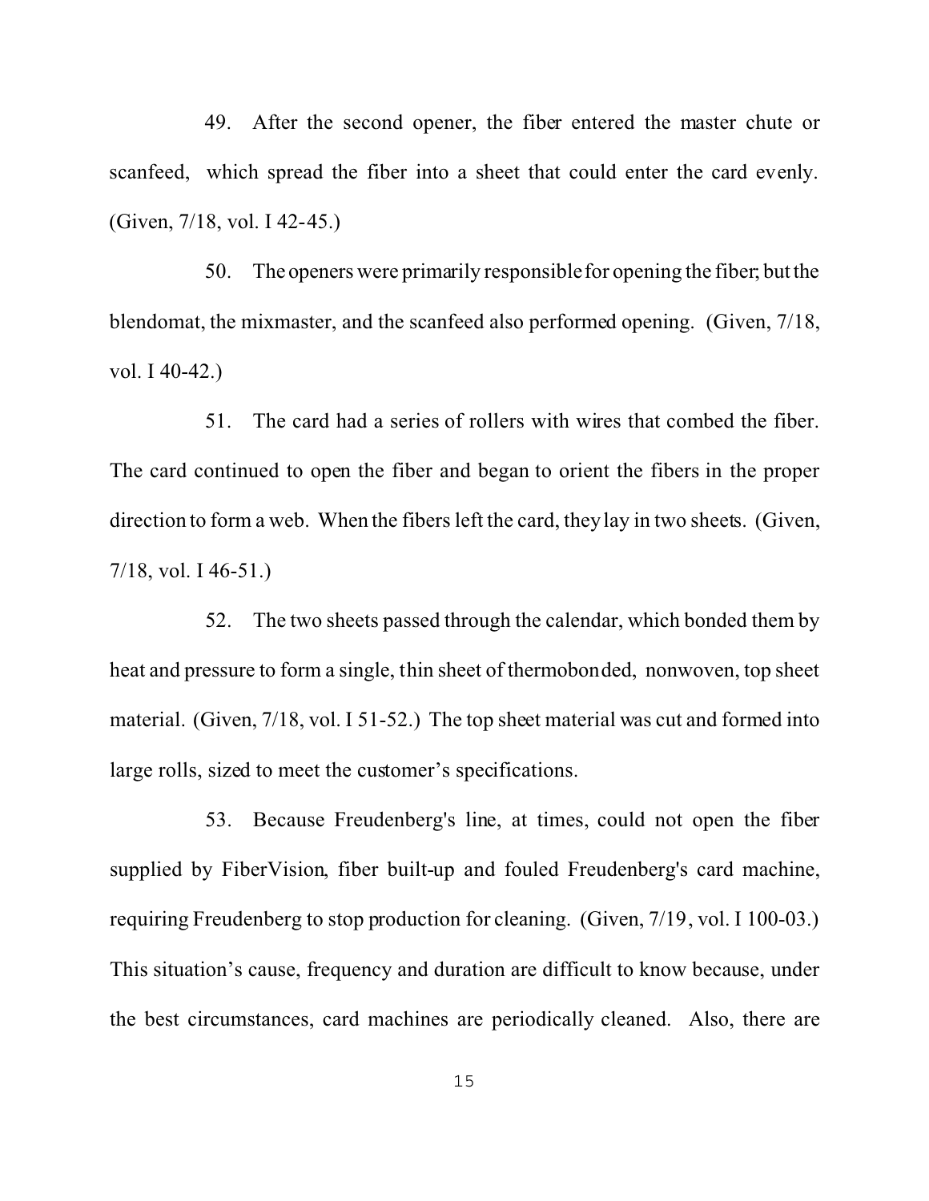49. After the second opener, the fiber entered the master chute or scanfeed, which spread the fiber into a sheet that could enter the card evenly. (Given, 7/18, vol. I 42-45.)

50. The openers were primarily responsible for opening the fiber; but the blendomat, the mixmaster, and the scanfeed also performed opening. (Given, 7/18, vol. I 40-42.)

51. The card had a series of rollers with wires that combed the fiber. The card continued to open the fiber and began to orient the fibers in the proper direction to form a web. When the fibers left the card, they lay in two sheets. (Given, 7/18, vol. I 46-51.)

52. The two sheets passed through the calendar, which bonded them by heat and pressure to form a single, thin sheet of thermobonded, nonwoven, top sheet material. (Given, 7/18, vol. I 51-52.) The top sheet material was cut and formed into large rolls, sized to meet the customer's specifications.

53. Because Freudenberg's line, at times, could not open the fiber supplied by FiberVision, fiber built-up and fouled Freudenberg's card machine, requiring Freudenberg to stop production for cleaning. (Given, 7/19, vol. I 100-03.) This situation's cause, frequency and duration are difficult to know because, under the best circumstances, card machines are periodically cleaned. Also, there are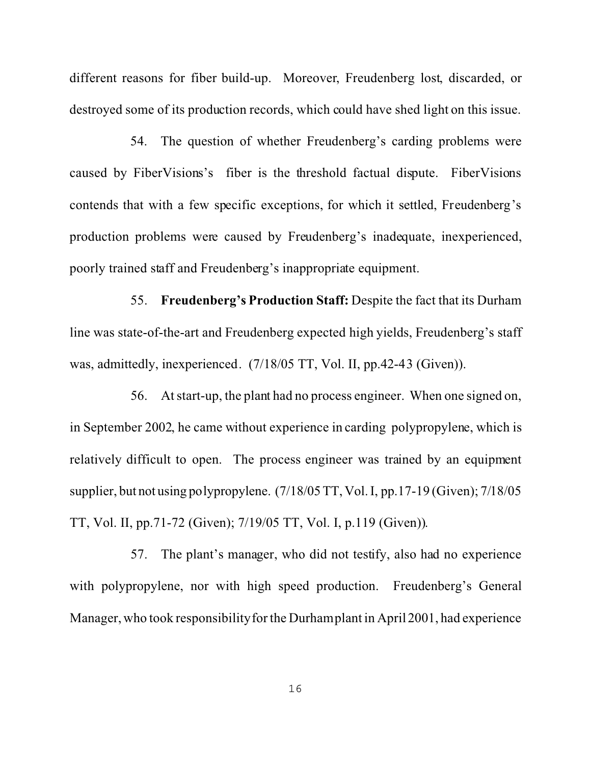different reasons for fiber build-up. Moreover, Freudenberg lost, discarded, or destroyed some of its production records, which could have shed light on this issue.

54. The question of whether Freudenberg's carding problems were caused by FiberVisions's fiber is the threshold factual dispute. FiberVisions contends that with a few specific exceptions, for which it settled, Freudenberg's production problems were caused by Freudenberg's inadequate, inexperienced, poorly trained staff and Freudenberg's inappropriate equipment.

55. **Freudenberg's Production Staff:** Despite the fact that its Durham line was state-of-the-art and Freudenberg expected high yields, Freudenberg's staff was, admittedly, inexperienced. (7/18/05 TT, Vol. II, pp.42-43 (Given)).

56. At start-up, the plant had no process engineer. When one signed on, in September 2002, he came without experience in carding polypropylene, which is relatively difficult to open. The process engineer was trained by an equipment supplier, but not using polypropylene. (7/18/05 TT, Vol. I, pp.17-19 (Given); 7/18/05 TT, Vol. II, pp.71-72 (Given); 7/19/05 TT, Vol. I, p.119 (Given)).

57. The plant's manager, who did not testify, also had no experience with polypropylene, nor with high speed production. Freudenberg's General Manager, who took responsibility for the Durham plant in April 2001, had experience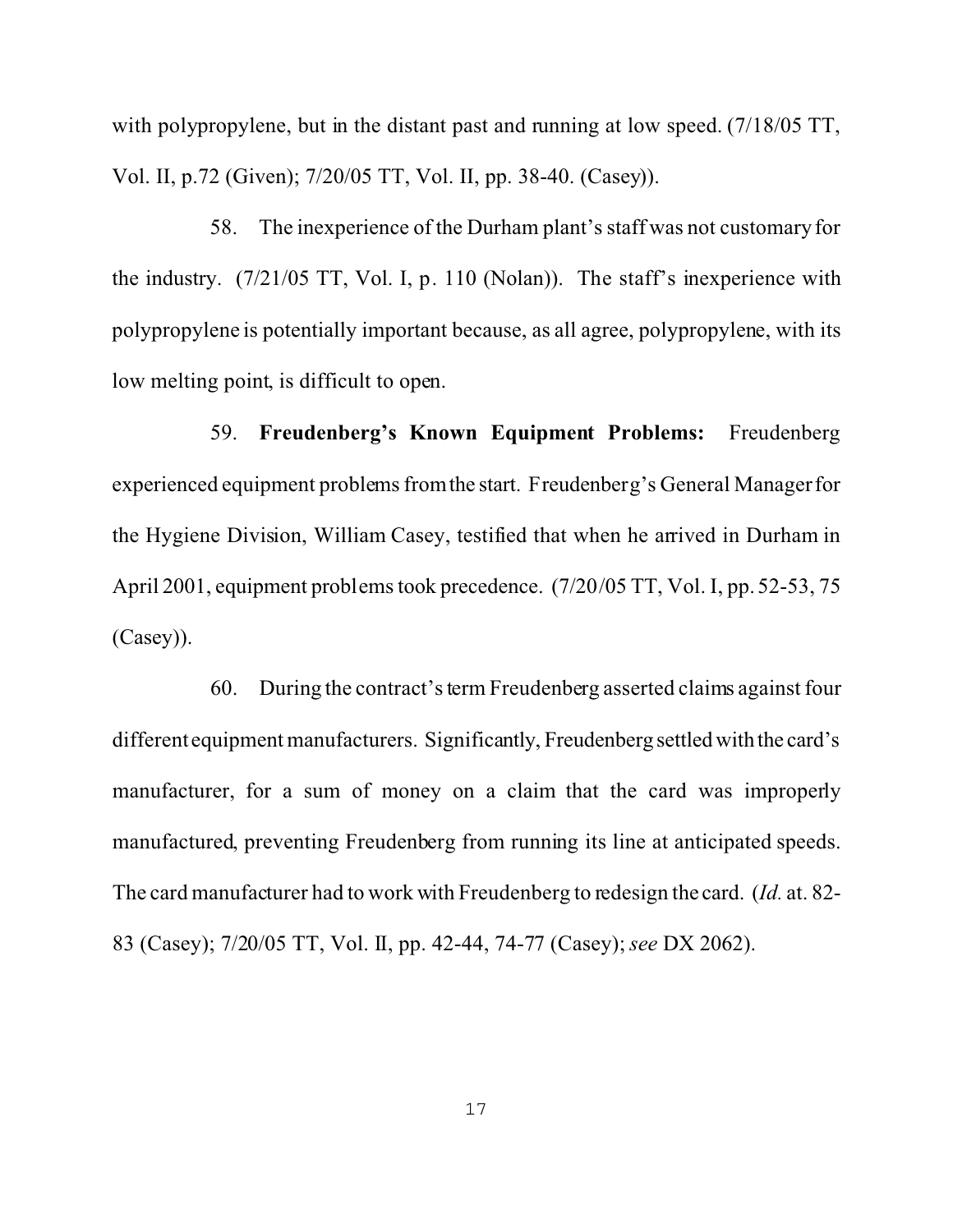with polypropylene, but in the distant past and running at low speed. (7/18/05 TT, Vol. II, p.72 (Given); 7/20/05 TT, Vol. II, pp. 38-40. (Casey)).

58. The inexperience of the Durham plant's staff was not customary for the industry. (7/21/05 TT, Vol. I, p. 110 (Nolan)). The staff's inexperience with polypropylene is potentially important because, as all agree, polypropylene, with its low melting point, is difficult to open.

59. **Freudenberg's Known Equipment Problems:** Freudenberg experienced equipment problems from the start. Freudenberg's General Manager for the Hygiene Division, William Casey, testified that when he arrived in Durham in April 2001, equipment problems took precedence. (7/20/05 TT, Vol. I, pp. 52-53, 75 (Casey)).

60. During the contract's term Freudenberg asserted claims against four different equipment manufacturers. Significantly, Freudenberg settled with the card's manufacturer, for a sum of money on a claim that the card was improperly manufactured, preventing Freudenberg from running its line at anticipated speeds. The card manufacturer had to work with Freudenberg to redesign the card. (*Id.* at. 82-83 (Casey); 7/20/05 TT, Vol. II, pp. 42-44, 74-77 (Casey); *see* DX 2062).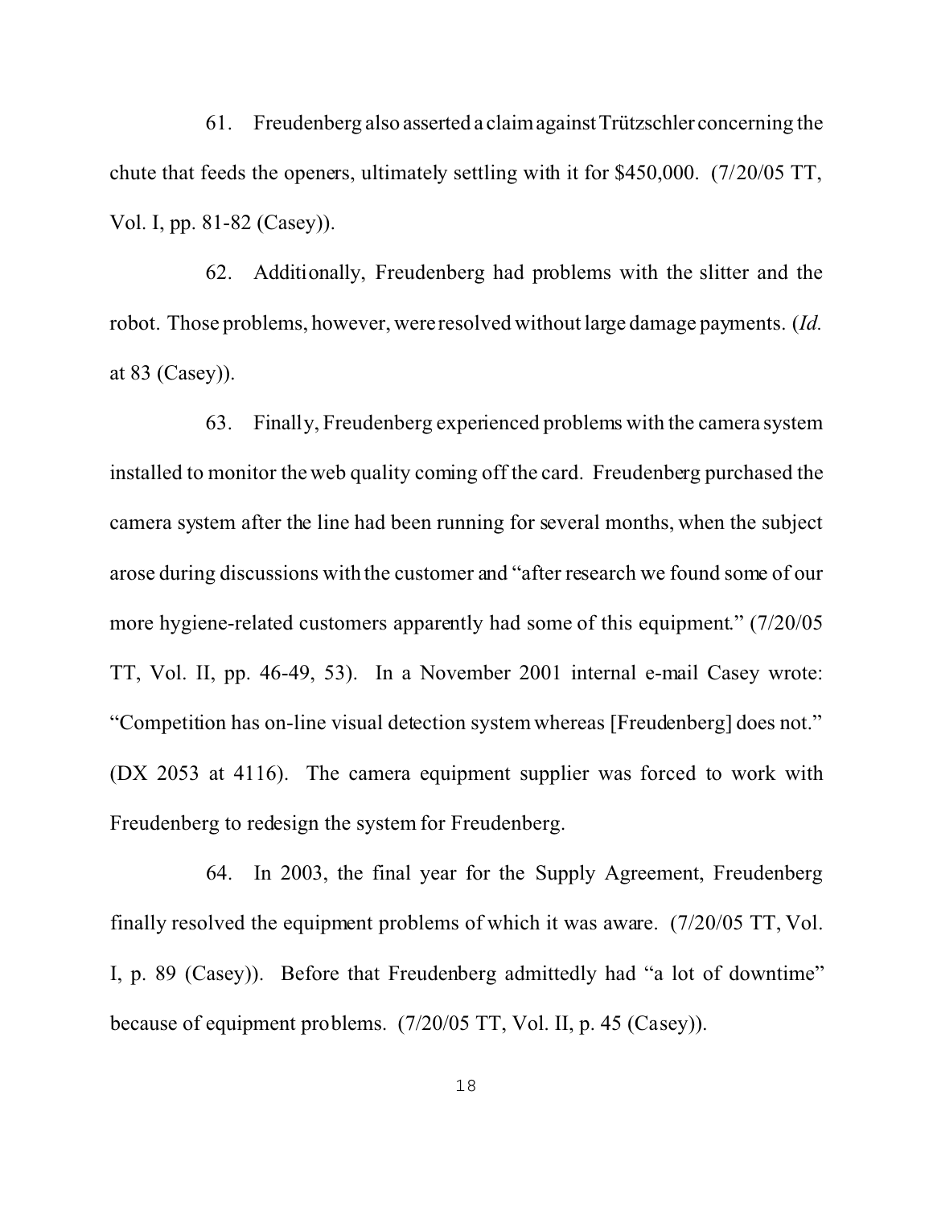61. Freudenberg also asserted a claim against Trützschler concerning the chute that feeds the openers, ultimately settling with it for $450,000. (7/20/05 TT, Vol. I, pp. 81-82 (Casey)).

62. Additionally, Freudenberg had problems with the slitter and the robot. Those problems, however, were resolved without large damage payments. (*Id.* at 83 (Casey)).

63. Finally, Freudenberg experienced problems with the camera system installed to monitor the web quality coming off the card. Freudenberg purchased the camera system after the line had been running for several months, when the subject arose during discussions with the customer and "after research we found some of our more hygiene-related customers apparently had some of this equipment." (7/20/05 TT, Vol. II, pp. 46-49, 53). In a November 2001 internal e-mail Casey wrote: "Competition has on-line visual detection system whereas [Freudenberg] does not." (DX 2053 at 4116). The camera equipment supplier was forced to work with Freudenberg to redesign the system for Freudenberg.

64. In 2003, the final year for the Supply Agreement, Freudenberg finally resolved the equipment problems of which it was aware. (7/20/05 TT, Vol. I, p. 89 (Casey)). Before that Freudenberg admittedly had "a lot of downtime" because of equipment problems. (7/20/05 TT, Vol. II, p. 45 (Casey)).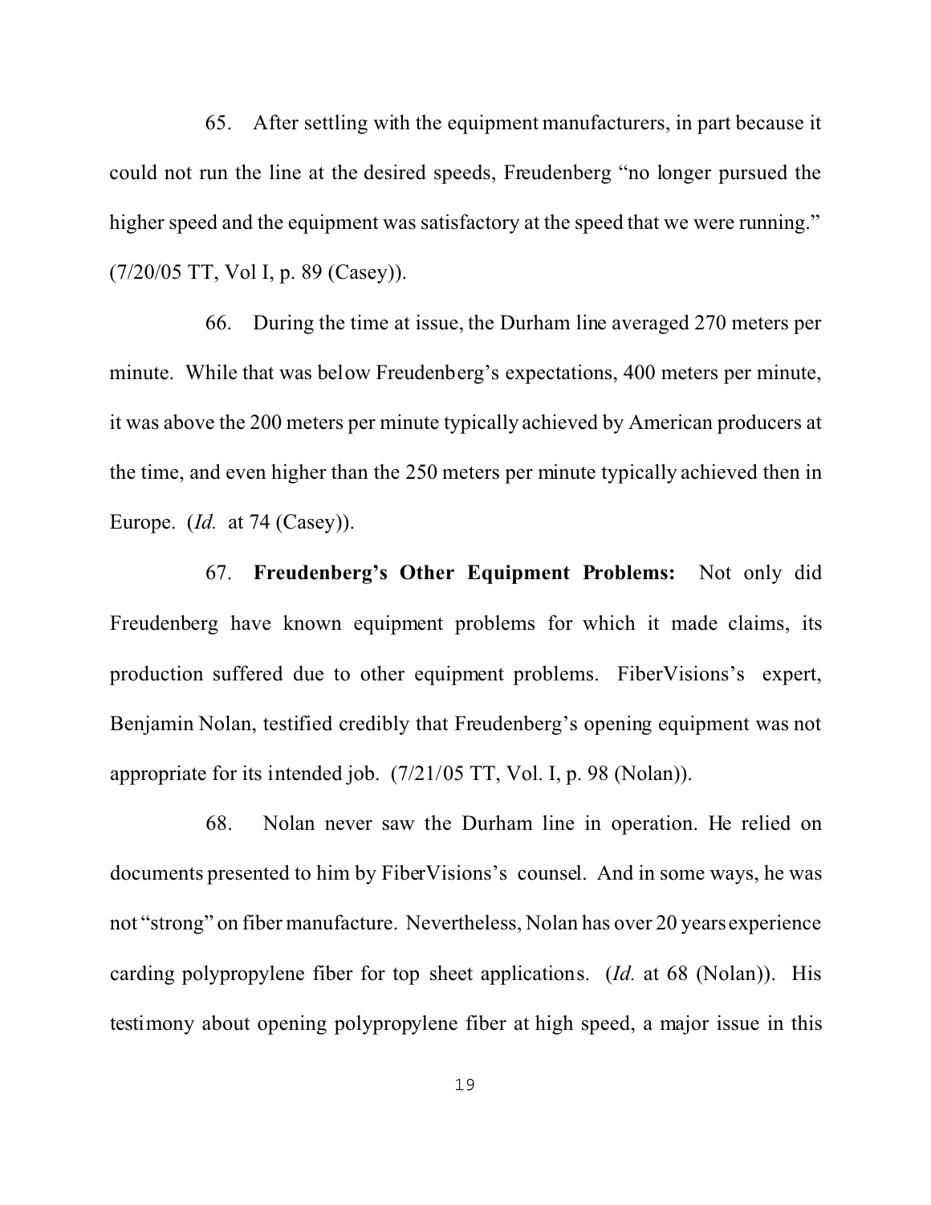65. After settling with the equipment manufacturers, in part because it could not run the line at the desired speeds, Freudenberg "no longer pursued the higher speed and the equipment was satisfactory at the speed that we were running." (7/20/05 TT, Vol I, p. 89 (Casey)).

66. During the time at issue, the Durham line averaged 270 meters per minute. While that was below Freudenberg's expectations, 400 meters per minute, it was above the 200 meters per minute typically achieved by American producers at the time, and even higher than the 250 meters per minute typically achieved then in Europe. (*Id.* at 74 (Casey)).

67. **Freudenberg's Other Equipment Problems:** Not only did Freudenberg have known equipment problems for which it made claims, its production suffered due to other equipment problems. FiberVisions's expert, Benjamin Nolan, testified credibly that Freudenberg's opening equipment was not appropriate for its intended job. (7/21/05 TT, Vol. I, p. 98 (Nolan)).

68. Nolan never saw the Durham line in operation. He relied on documents presented to him by FiberVisions's counsel. And in some ways, he was not "strong" on fiber manufacture. Nevertheless, Nolan has over 20 years experience carding polypropylene fiber for top sheet applications. (*Id.* at 68 (Nolan)). His testimony about opening polypropylene fiber at high speed, a major issue in this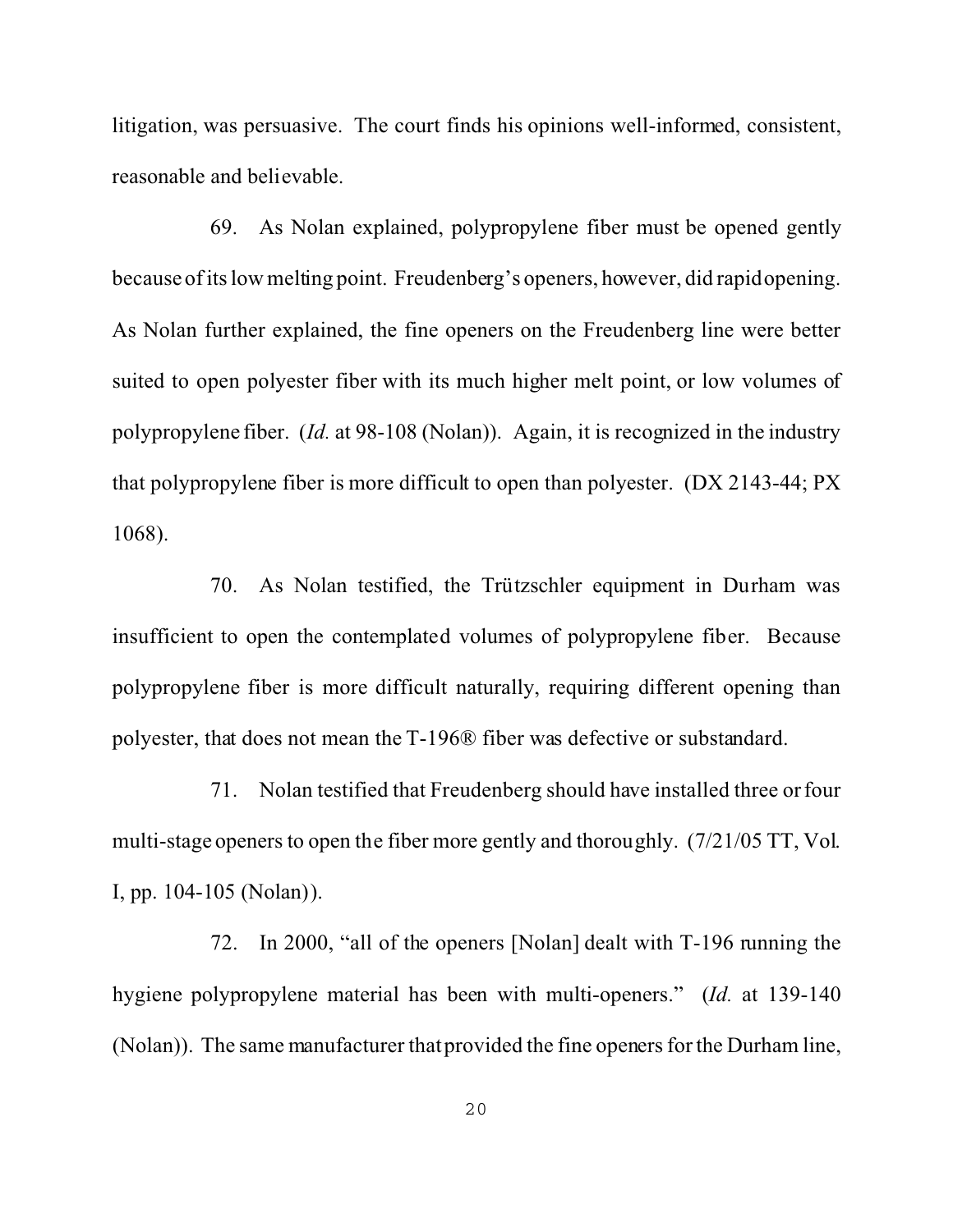litigation, was persuasive. The court finds his opinions well-informed, consistent, reasonable and believable.

69. As Nolan explained, polypropylene fiber must be opened gently because of its low melting point. Freudenberg's openers, however, did rapid opening. As Nolan further explained, the fine openers on the Freudenberg line were better suited to open polyester fiber with its much higher melt point, or low volumes of polypropylene fiber. (*Id.* at 98-108 (Nolan)). Again, it is recognized in the industry that polypropylene fiber is more difficult to open than polyester. (DX 2143-44; PX 1068).

70. As Nolan testified, the Trützschler equipment in Durham was insufficient to open the contemplated volumes of polypropylene fiber. Because polypropylene fiber is more difficult naturally, requiring different opening than polyester, that does not mean the T-196® fiber was defective or substandard.

71. Nolan testified that Freudenberg should have installed three or four multi-stage openers to open the fiber more gently and thoroughly. (7/21/05 TT, Vol. I, pp. 104-105 (Nolan)).

72. In 2000, "all of the openers [Nolan] dealt with T-196 running the hygiene polypropylene material has been with multi-openers." (*Id.* at 139-140 (Nolan)). The same manufacturer that provided the fine openers for the Durham line,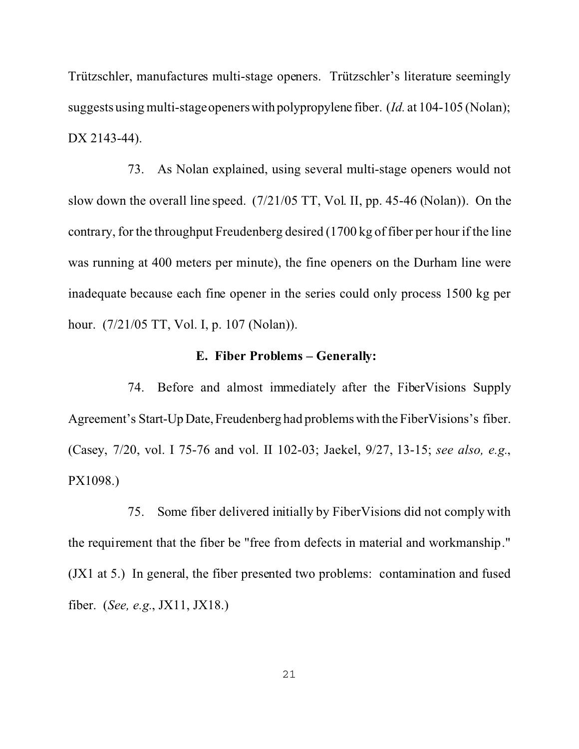Trützschler, manufactures multi-stage openers. Trützschler's literature seemingly suggests using multi-stage openers with polypropylene fiber. (*Id.* at 104-105 (Nolan); DX 2143-44).

73. As Nolan explained, using several multi-stage openers would not slow down the overall line speed. (7/21/05 TT, Vol. II, pp. 45-46 (Nolan)). On the contrary, for the throughput Freudenberg desired (1700 kg of fiber per hour if the line was running at 400 meters per minute), the fine openers on the Durham line were inadequate because each fine opener in the series could only process 1500 kg per hour. (7/21/05 TT, Vol. I, p. 107 (Nolan)).

**E. Fiber Problems – Generally:**

74. Before and almost immediately after the FiberVisions Supply Agreement's Start-Up Date, Freudenberg had problems with the FiberVisions's fiber. (Casey, 7/20, vol. I 75-76 and vol. II 102-03; Jaekel, 9/27, 13-15; *see also, e.g.*, PX1098.)

75. Some fiber delivered initially by FiberVisions did not comply with the requirement that the fiber be "free from defects in material and workmanship." (JX1 at 5.) In general, the fiber presented two problems: contamination and fused fiber. (*See, e.g.*, JX11, JX18.)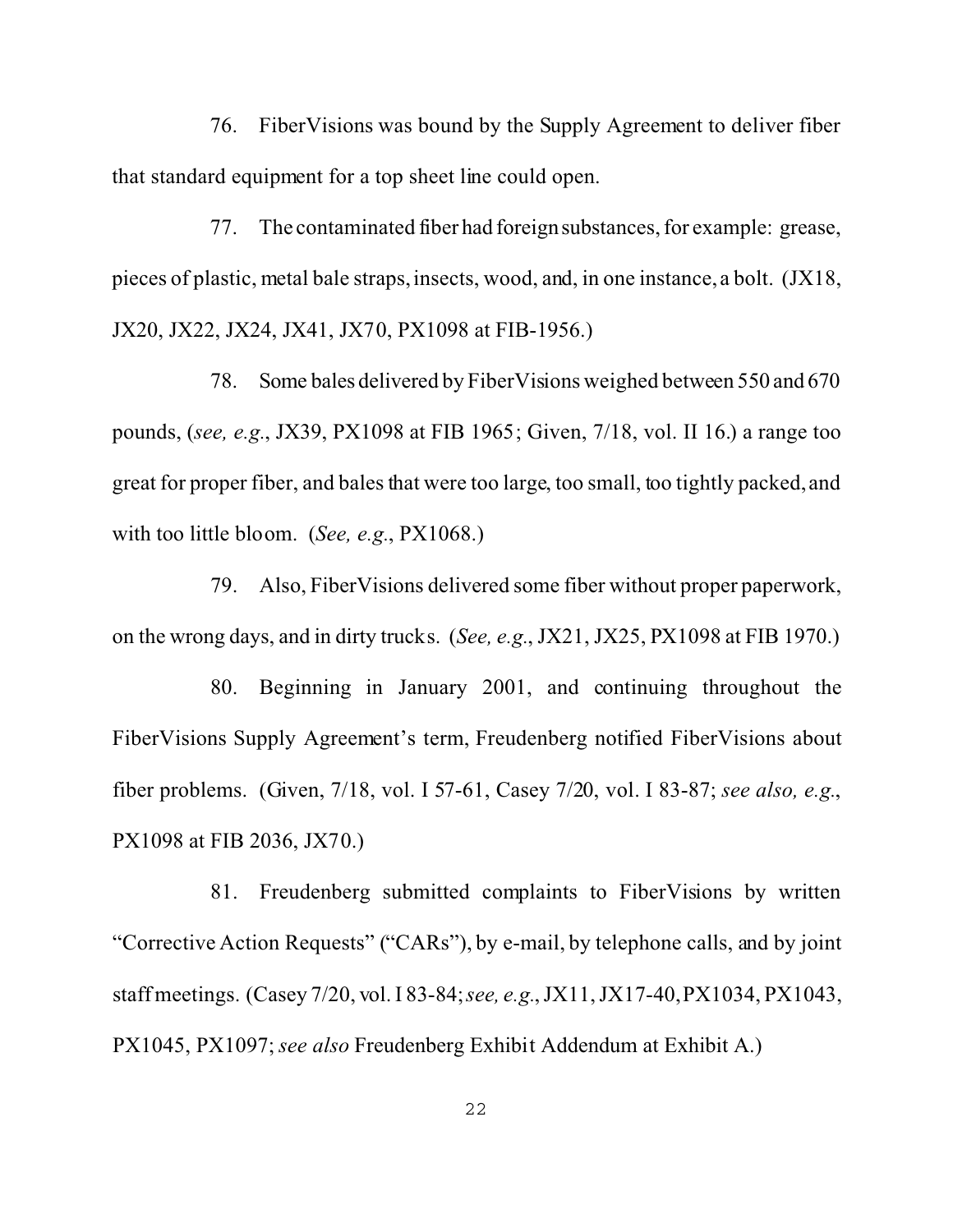76. FiberVisions was bound by the Supply Agreement to deliver fiber that standard equipment for a top sheet line could open.

77. The contaminated fiber had foreign substances, for example: grease, pieces of plastic, metal bale straps, insects, wood, and, in one instance, a bolt. (JX18, JX20, JX22, JX24, JX41, JX70, PX1098 at FIB-1956.)

78. Some bales delivered by FiberVisions weighed between 550 and 670 pounds, (*see, e.g.*, JX39, PX1098 at FIB 1965; Given, 7/18, vol. II 16.) a range too great for proper fiber, and bales that were too large, too small, too tightly packed, and with too little bloom. (*See, e.g.*, PX1068.)

79. Also, FiberVisions delivered some fiber without proper paperwork, on the wrong days, and in dirty trucks. (*See, e.g.*, JX21, JX25, PX1098 at FIB 1970.)

80. Beginning in January 2001, and continuing throughout the FiberVisions Supply Agreement's term, Freudenberg notified FiberVisions about fiber problems. (Given, 7/18, vol. I 57-61, Casey 7/20, vol. I 83-87; *see also, e.g.*, PX1098 at FIB 2036, JX70.)

81. Freudenberg submitted complaints to FiberVisions by written "Corrective Action Requests" ("CARs"), by e-mail, by telephone calls, and by joint staff meetings. (Casey 7/20, vol. I 83-84; *see, e.g.*, JX11, JX17-40, PX1034, PX1043, PX1045, PX1097; *see also* Freudenberg Exhibit Addendum at Exhibit A.)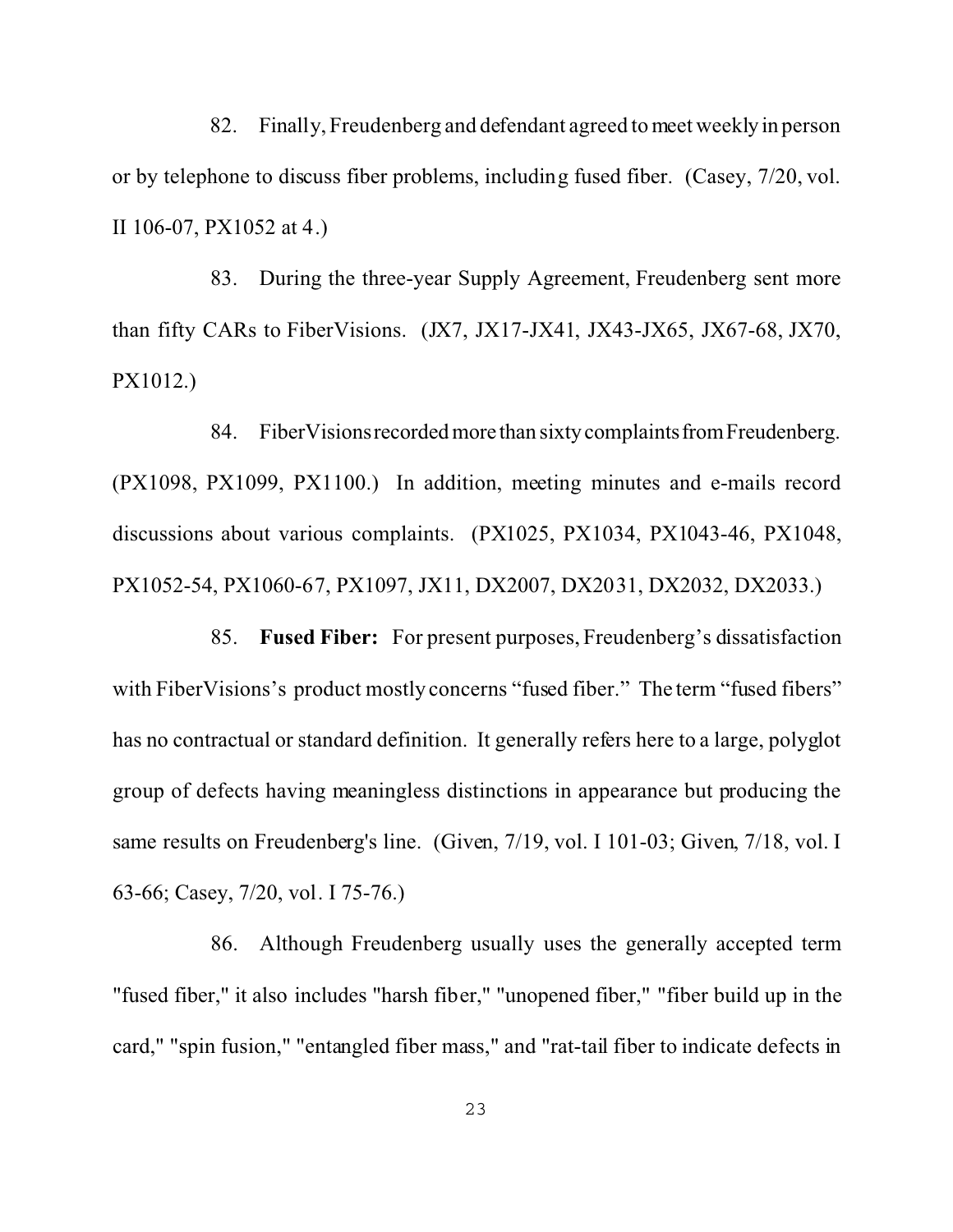82. Finally, Freudenberg and defendant agreed to meet weekly in person or by telephone to discuss fiber problems, including fused fiber. (Casey, 7/20, vol. II 106-07, PX1052 at 4.)

83. During the three-year Supply Agreement, Freudenberg sent more than fifty CARs to FiberVisions. (JX7, JX17-JX41, JX43-JX65, JX67-68, JX70, PX1012.)

84. FiberVisions recorded more than sixty complaints from Freudenberg. (PX1098, PX1099, PX1100.) In addition, meeting minutes and e-mails record discussions about various complaints. (PX1025, PX1034, PX1043-46, PX1048, PX1052-54, PX1060-67, PX1097, JX11, DX2007, DX2031, DX2032, DX2033.)

85. **Fused Fiber:** For present purposes, Freudenberg's dissatisfaction with FiberVisions's product mostly concerns "fused fiber." The term "fused fibers" has no contractual or standard definition. It generally refers here to a large, polyglot group of defects having meaningless distinctions in appearance but producing the same results on Freudenberg's line. (Given, 7/19, vol. I 101-03; Given, 7/18, vol. I 63-66; Casey, 7/20, vol. I 75-76.)

86. Although Freudenberg usually uses the generally accepted term "fused fiber," it also includes "harsh fiber," "unopened fiber," "fiber build up in the card," "spin fusion," "entangled fiber mass," and "rat-tail fiber to indicate defects in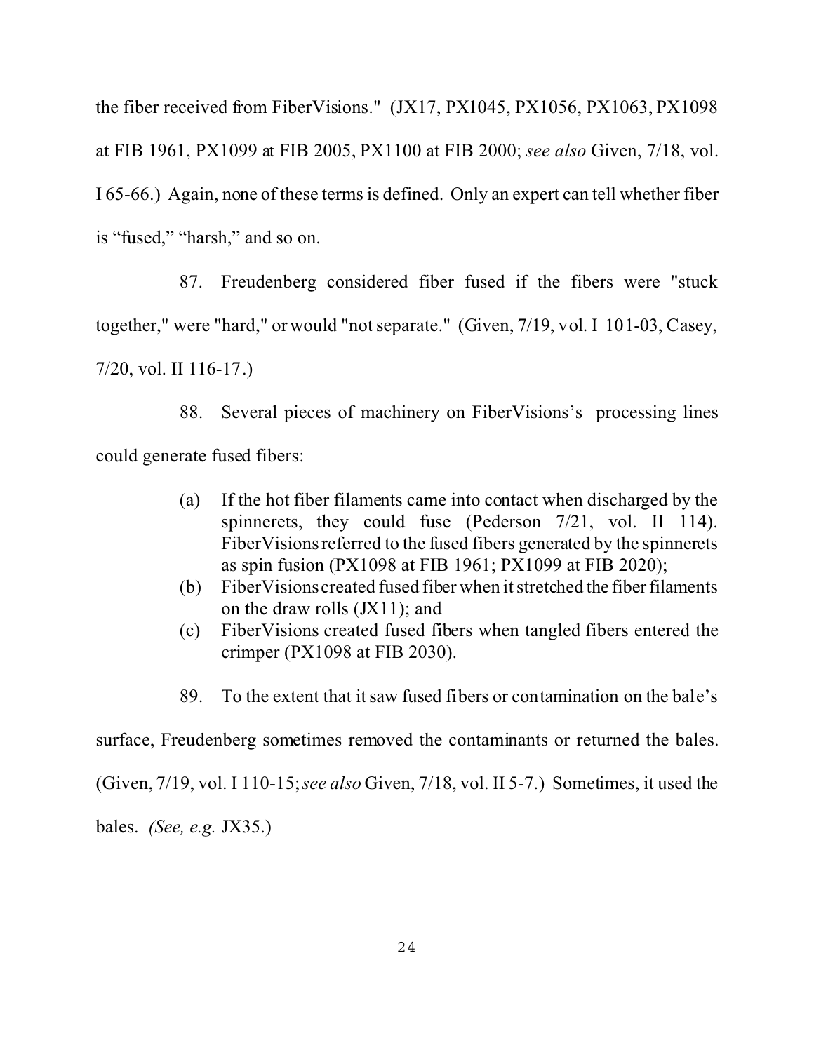the fiber received from FiberVisions." (JX17, PX1045, PX1056, PX1063, PX1098 at FIB 1961, PX1099 at FIB 2005, PX1100 at FIB 2000; *see also* Given, 7/18, vol. I 65-66.) Again, none of these terms is defined. Only an expert can tell whether fiber is "fused," "harsh," and so on.

87. Freudenberg considered fiber fused if the fibers were "stuck together," were "hard," or would "not separate." (Given, 7/19, vol. I 101-03, Casey, 7/20, vol. II 116-17.)

88. Several pieces of machinery on FiberVisions's processing lines could generate fused fibers:

(a) If the hot fiber filaments came into contact when discharged by the spinnerets, they could fuse (Pederson 7/21, vol. II 114). FiberVisions referred to the fused fibers generated by the spinnerets as spin fusion (PX1098 at FIB 1961; PX1099 at FIB 2020);

(b) FiberVisions created fused fiber when it stretched the fiber filaments on the draw rolls (JX11); and

(c) FiberVisions created fused fibers when tangled fibers entered the crimper (PX1098 at FIB 2030).

89. To the extent that it saw fused fibers or contamination on the bale's surface, Freudenberg sometimes removed the contaminants or returned the bales. (Given, 7/19, vol. I 110-15; *see also* Given, 7/18, vol. II 5-7.) Sometimes, it used the bales. *(See, e.g.* JX35.)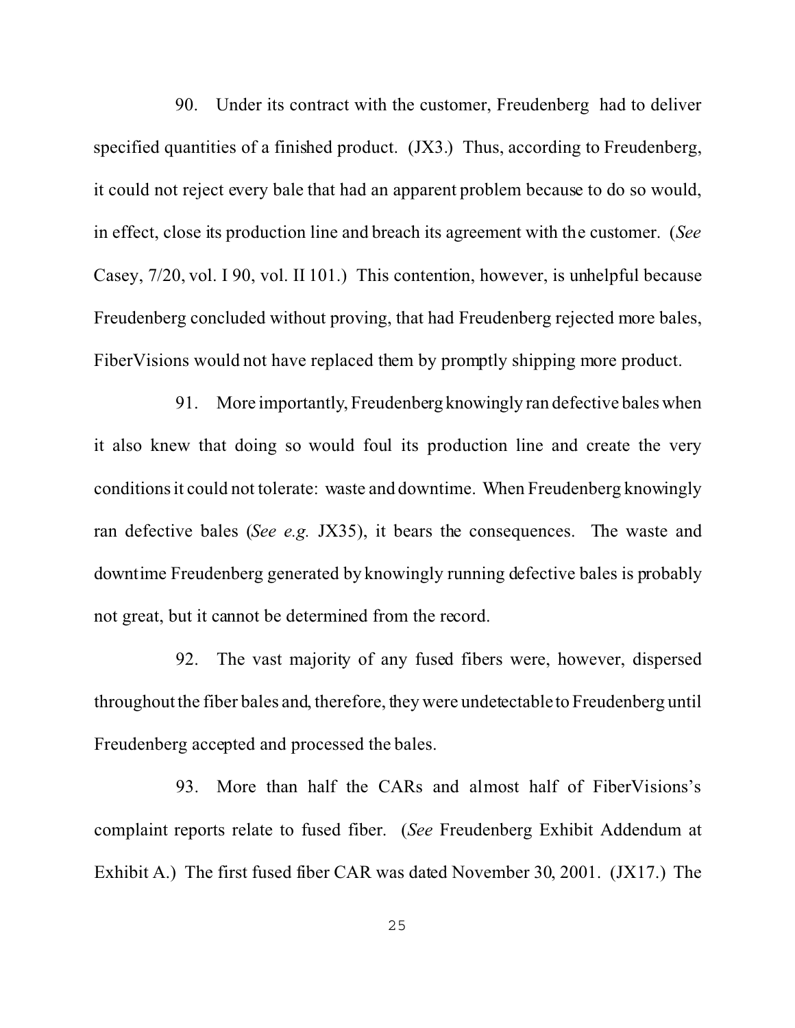90. Under its contract with the customer, Freudenberg had to deliver specified quantities of a finished product. (JX3.) Thus, according to Freudenberg, it could not reject every bale that had an apparent problem because to do so would, in effect, close its production line and breach its agreement with the customer. (*See* Casey, 7/20, vol. I 90, vol. II 101.) This contention, however, is unhelpful because Freudenberg concluded without proving, that had Freudenberg rejected more bales, FiberVisions would not have replaced them by promptly shipping more product.

91. More importantly, Freudenberg knowingly ran defective bales when it also knew that doing so would foul its production line and create the very conditions it could not tolerate: waste and downtime. When Freudenberg knowingly ran defective bales (*See e.g.* JX35), it bears the consequences. The waste and downtime Freudenberg generated by knowingly running defective bales is probably not great, but it cannot be determined from the record.

92. The vast majority of any fused fibers were, however, dispersed throughout the fiber bales and, therefore, they were undetectable to Freudenberg until Freudenberg accepted and processed the bales.

93. More than half the CARs and almost half of FiberVisions's complaint reports relate to fused fiber. (*See* Freudenberg Exhibit Addendum at Exhibit A.) The first fused fiber CAR was dated November 30, 2001. (JX17.) The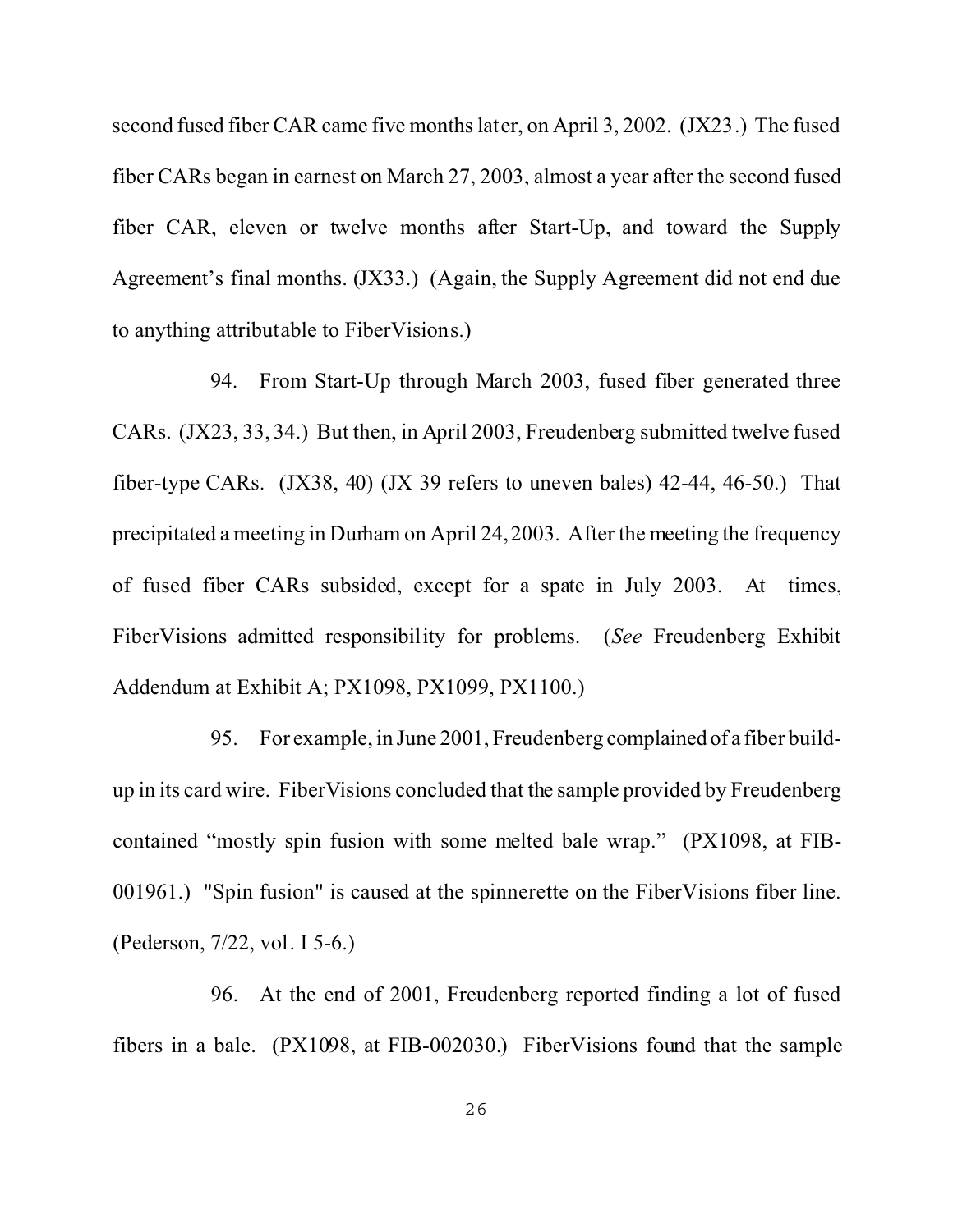second fused fiber CAR came five months later, on April 3, 2002. (JX23.) The fused fiber CARs began in earnest on March 27, 2003, almost a year after the second fused fiber CAR, eleven or twelve months after Start-Up, and toward the Supply Agreement's final months. (JX33.) (Again, the Supply Agreement did not end due to anything attributable to FiberVisions.)

94. From Start-Up through March 2003, fused fiber generated three CARs. (JX23, 33, 34.) But then, in April 2003, Freudenberg submitted twelve fused fiber-type CARs. (JX38, 40) (JX 39 refers to uneven bales) 42-44, 46-50.) That precipitated a meeting in Durham on April 24, 2003. After the meeting the frequency of fused fiber CARs subsided, except for a spate in July 2003. At times, FiberVisions admitted responsibility for problems. (*See* Freudenberg Exhibit Addendum at Exhibit A; PX1098, PX1099, PX1100.)

95. For example, in June 2001, Freudenberg complained of a fiber build-up in its card wire. FiberVisions concluded that the sample provided by Freudenberg contained "mostly spin fusion with some melted bale wrap." (PX1098, at FIB-001961.) "Spin fusion" is caused at the spinnerette on the FiberVisions fiber line. (Pederson, 7/22, vol. I 5-6.)

96. At the end of 2001, Freudenberg reported finding a lot of fused fibers in a bale. (PX1098, at FIB-002030.) FiberVisions found that the sample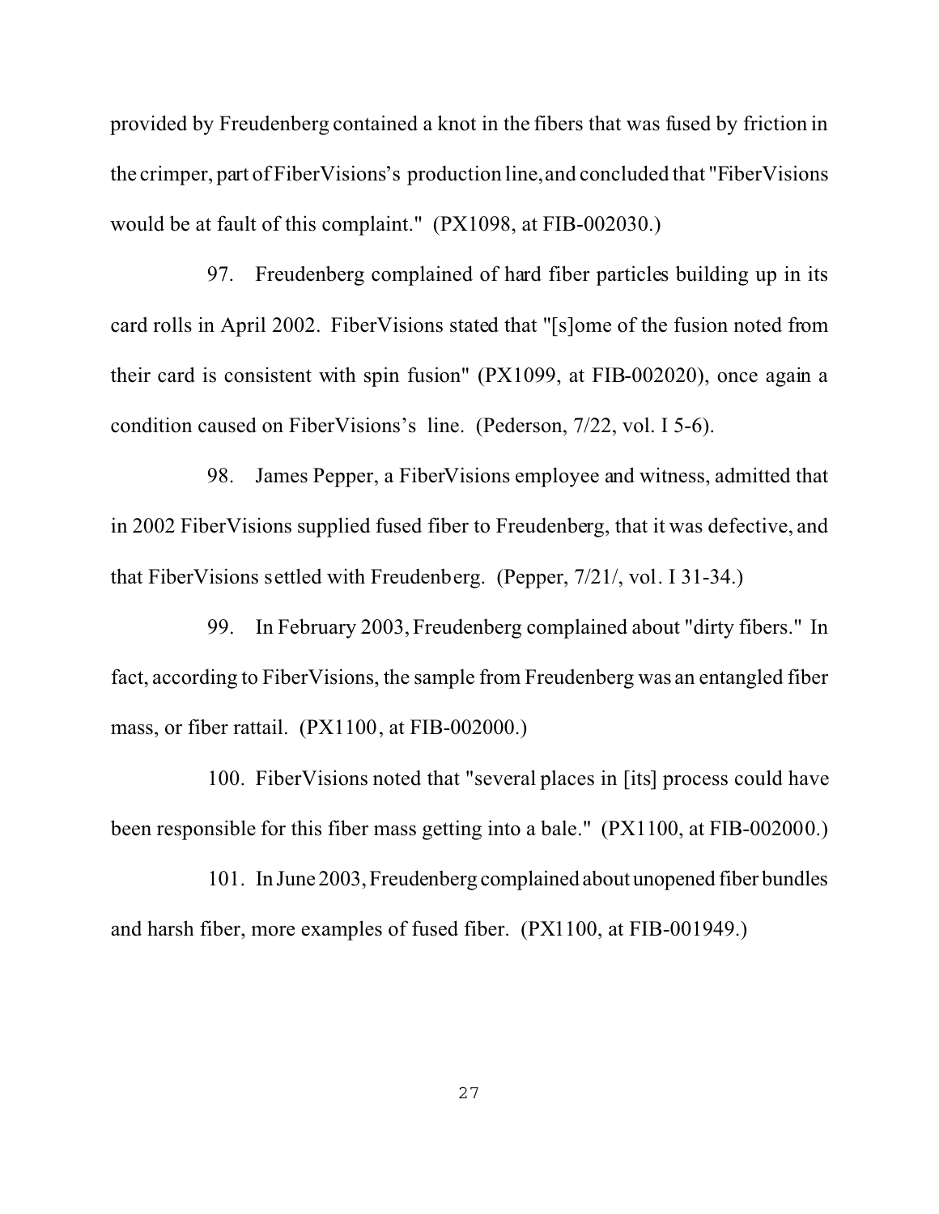provided by Freudenberg contained a knot in the fibers that was fused by friction in the crimper, part of FiberVisions's production line, and concluded that "FiberVisions would be at fault of this complaint." (PX1098, at FIB-002030.)

97. Freudenberg complained of hard fiber particles building up in its card rolls in April 2002. FiberVisions stated that "[s]ome of the fusion noted from their card is consistent with spin fusion" (PX1099, at FIB-002020), once again a condition caused on FiberVisions's line. (Pederson, 7/22, vol. I 5-6).

98. James Pepper, a FiberVisions employee and witness, admitted that in 2002 FiberVisions supplied fused fiber to Freudenberg, that it was defective, and that FiberVisions settled with Freudenberg. (Pepper, 7/21/, vol. I 31-34.)

99. In February 2003, Freudenberg complained about "dirty fibers." In fact, according to FiberVisions, the sample from Freudenberg was an entangled fiber mass, or fiber rattail. (PX1100, at FIB-002000.)

100. FiberVisions noted that "several places in [its] process could have been responsible for this fiber mass getting into a bale." (PX1100, at FIB-002000.)

101. In June 2003, Freudenberg complained about unopened fiber bundles and harsh fiber, more examples of fused fiber. (PX1100, at FIB-001949.)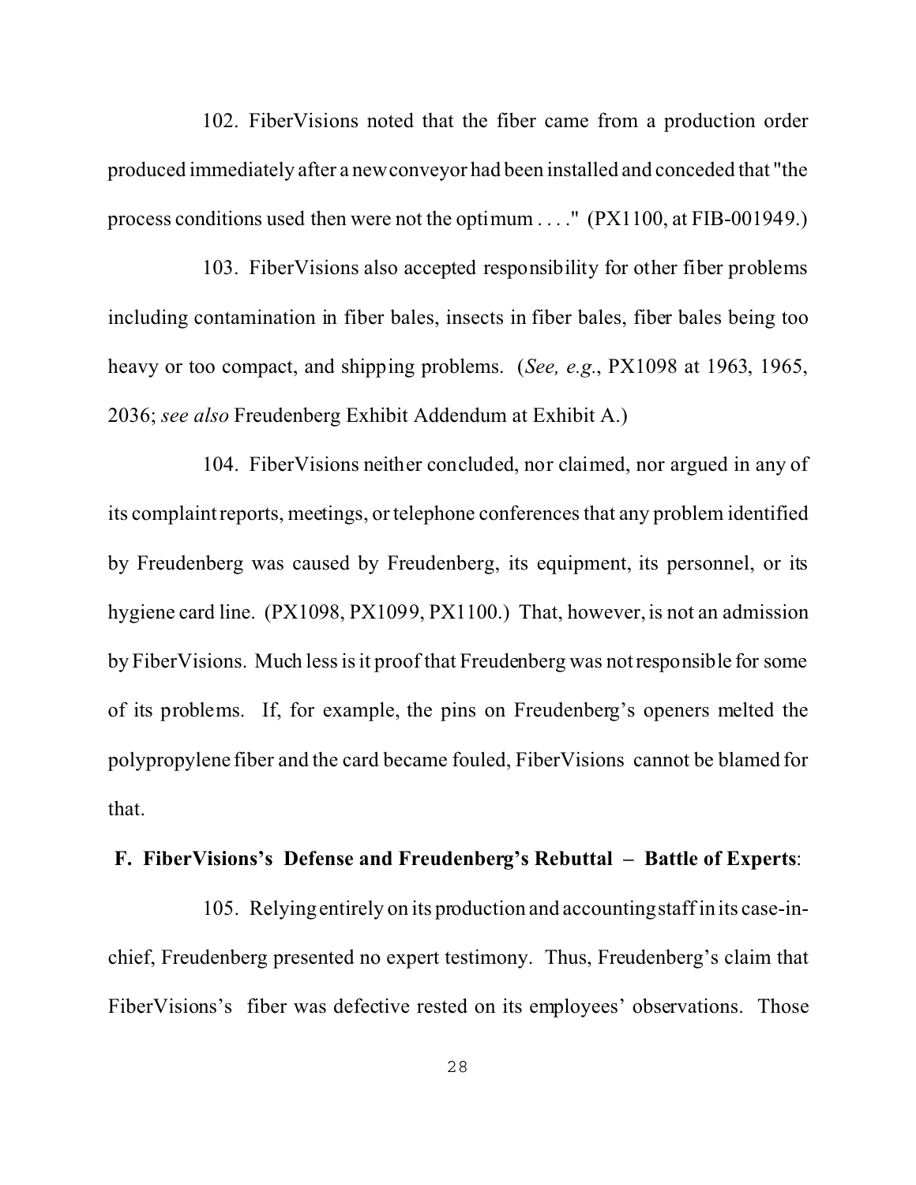102. FiberVisions noted that the fiber came from a production order produced immediately after a new conveyor had been installed and conceded that "the process conditions used then were not the optimum . . . ." (PX1100, at FIB-001949.)

103. FiberVisions also accepted responsibility for other fiber problems including contamination in fiber bales, insects in fiber bales, fiber bales being too heavy or too compact, and shipping problems. (*See, e.g.*, PX1098 at 1963, 1965, 2036; *see also* Freudenberg Exhibit Addendum at Exhibit A.)

104. FiberVisions neither concluded, nor claimed, nor argued in any of its complaint reports, meetings, or telephone conferences that any problem identified by Freudenberg was caused by Freudenberg, its equipment, its personnel, or its hygiene card line. (PX1098, PX1099, PX1100.) That, however, is not an admission by FiberVisions. Much less is it proof that Freudenberg was not responsible for some of its problems. If, for example, the pins on Freudenberg's openers melted the polypropylene fiber and the card became fouled, FiberVisions cannot be blamed for that.

### F. FiberVisions's Defense and Freudenberg's Rebuttal – Battle of Experts:

105. Relying entirely on its production and accounting staff in its case-in-chief, Freudenberg presented no expert testimony. Thus, Freudenberg's claim that FiberVisions's fiber was defective rested on its employees' observations. Those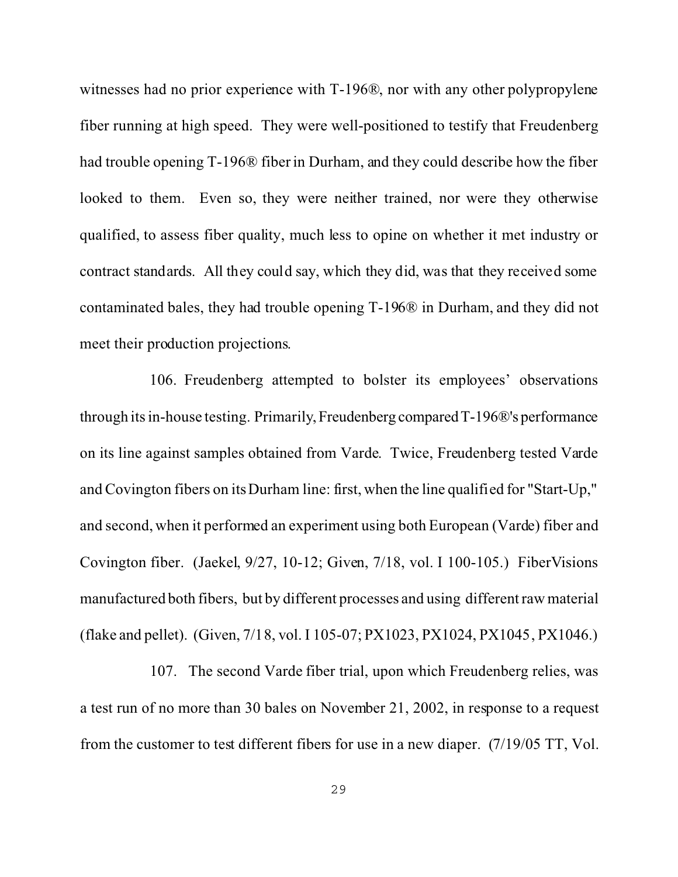witnesses had no prior experience with T-196®, nor with any other polypropylene fiber running at high speed. They were well-positioned to testify that Freudenberg had trouble opening T-196® fiber in Durham, and they could describe how the fiber looked to them. Even so, they were neither trained, nor were they otherwise qualified, to assess fiber quality, much less to opine on whether it met industry or contract standards. All they could say, which they did, was that they received some contaminated bales, they had trouble opening T-196® in Durham, and they did not meet their production projections.

106. Freudenberg attempted to bolster its employees' observations through its in-house testing. Primarily, Freudenberg compared T-196®'s performance on its line against samples obtained from Varde. Twice, Freudenberg tested Varde and Covington fibers on its Durham line: first, when the line qualified for "Start-Up," and second, when it performed an experiment using both European (Varde) fiber and Covington fiber. (Jaekel, 9/27, 10-12; Given, 7/18, vol. I 100-105.) FiberVisions manufactured both fibers, but by different processes and using different raw material (flake and pellet). (Given, 7/18, vol. I 105-07; PX1023, PX1024, PX1045, PX1046.)

107. The second Varde fiber trial, upon which Freudenberg relies, was a test run of no more than 30 bales on November 21, 2002, in response to a request from the customer to test different fibers for use in a new diaper. (7/19/05 TT, Vol.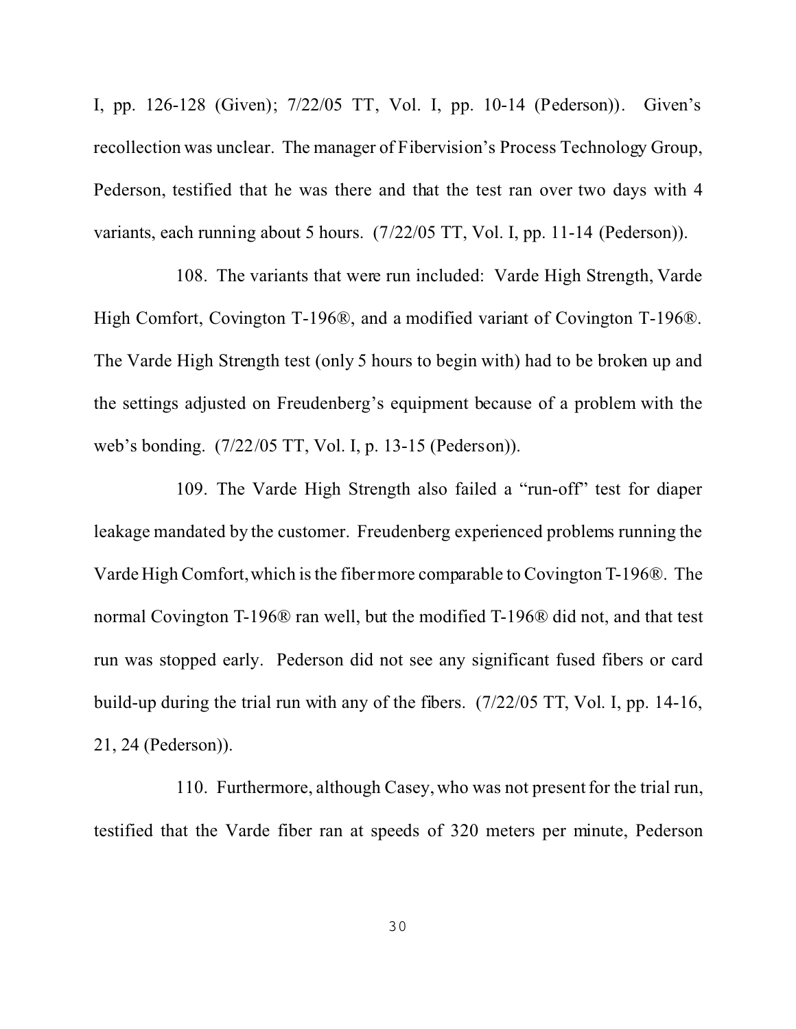I, pp. 126-128 (Given); 7/22/05 TT, Vol. I, pp. 10-14 (Pederson)). Given's recollection was unclear. The manager of Fibervision's Process Technology Group, Pederson, testified that he was there and that the test ran over two days with 4 variants, each running about 5 hours. (7/22/05 TT, Vol. I, pp. 11-14 (Pederson)).

108. The variants that were run included: Varde High Strength, Varde High Comfort, Covington T-196®, and a modified variant of Covington T-196®. The Varde High Strength test (only 5 hours to begin with) had to be broken up and the settings adjusted on Freudenberg's equipment because of a problem with the web's bonding. (7/22/05 TT, Vol. I, p. 13-15 (Pederson)).

109. The Varde High Strength also failed a "run-off" test for diaper leakage mandated by the customer. Freudenberg experienced problems running the Varde High Comfort, which is the fiber more comparable to Covington T-196®. The normal Covington T-196® ran well, but the modified T-196® did not, and that test run was stopped early. Pederson did not see any significant fused fibers or card build-up during the trial run with any of the fibers. (7/22/05 TT, Vol. I, pp. 14-16, 21, 24 (Pederson)).

110. Furthermore, although Casey, who was not present for the trial run, testified that the Varde fiber ran at speeds of 320 meters per minute, Pederson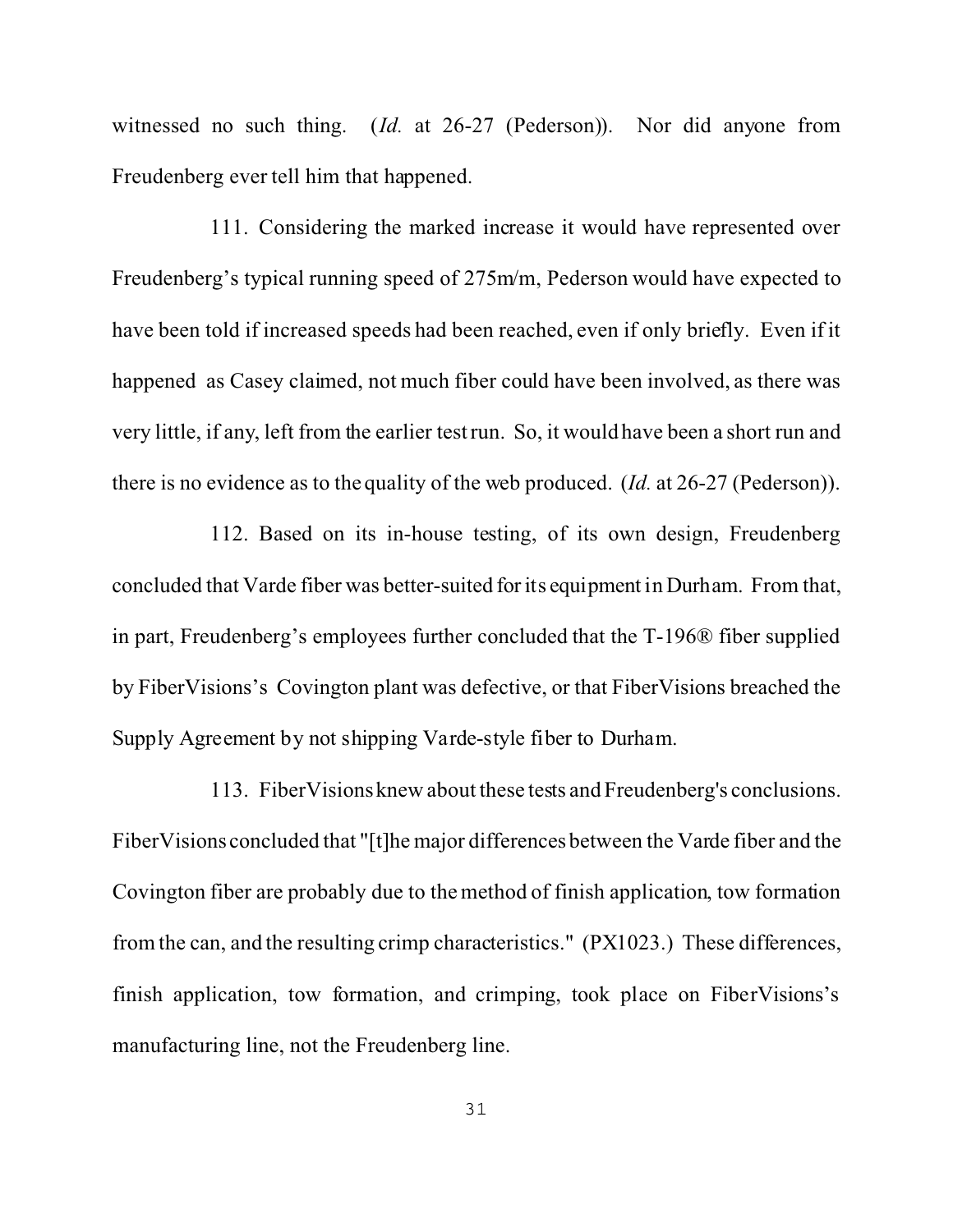witnessed no such thing. (*Id.* at 26-27 (Pederson)). Nor did anyone from Freudenberg ever tell him that happened.

111. Considering the marked increase it would have represented over Freudenberg's typical running speed of 275m/m, Pederson would have expected to have been told if increased speeds had been reached, even if only briefly. Even if it happened as Casey claimed, not much fiber could have been involved, as there was very little, if any, left from the earlier test run. So, it would have been a short run and there is no evidence as to the quality of the web produced. (*Id.* at 26-27 (Pederson)).

112. Based on its in-house testing, of its own design, Freudenberg concluded that Varde fiber was better-suited for its equipment in Durham. From that, in part, Freudenberg's employees further concluded that the T-196® fiber supplied by FiberVisions's Covington plant was defective, or that FiberVisions breached the Supply Agreement by not shipping Varde-style fiber to Durham.

113. FiberVisions knew about these tests and Freudenberg's conclusions. FiberVisions concluded that "[t]he major differences between the Varde fiber and the Covington fiber are probably due to the method of finish application, tow formation from the can, and the resulting crimp characteristics." (PX1023.) These differences, finish application, tow formation, and crimping, took place on FiberVisions's manufacturing line, not the Freudenberg line.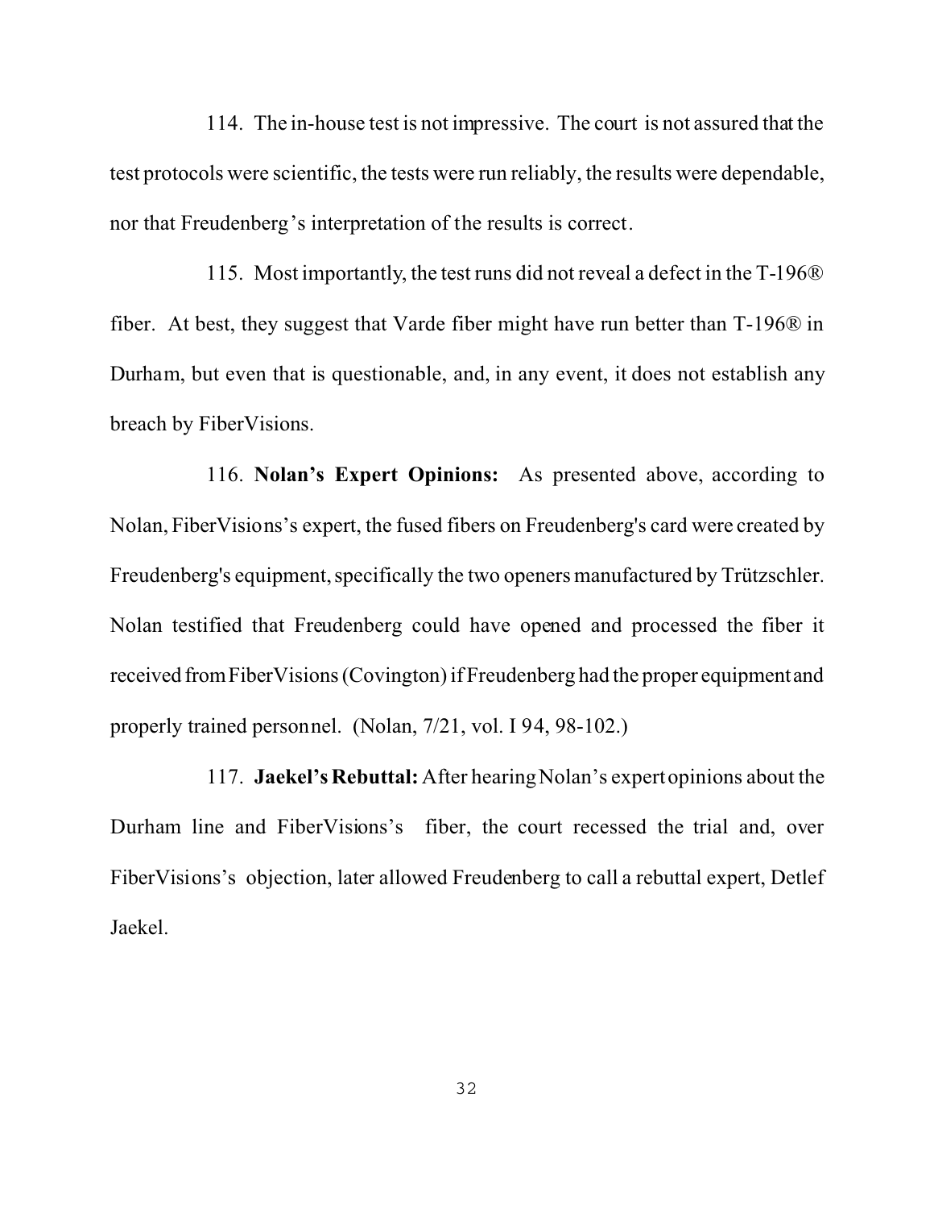114. The in-house test is not impressive. The court is not assured that the test protocols were scientific, the tests were run reliably, the results were dependable, nor that Freudenberg's interpretation of the results is correct.

115. Most importantly, the test runs did not reveal a defect in the T-196® fiber. At best, they suggest that Varde fiber might have run better than T-196® in Durham, but even that is questionable, and, in any event, it does not establish any breach by FiberVisions.

116. **Nolan's Expert Opinions:** As presented above, according to Nolan, FiberVisions's expert, the fused fibers on Freudenberg's card were created by Freudenberg's equipment, specifically the two openers manufactured by Trützschler. Nolan testified that Freudenberg could have opened and processed the fiber it received from FiberVisions (Covington) if Freudenberg had the proper equipment and properly trained personnel. (Nolan, 7/21, vol. I 94, 98-102.)

117. **Jaekel's Rebuttal:** After hearing Nolan's expert opinions about the Durham line and FiberVisions's fiber, the court recessed the trial and, over FiberVisions's objection, later allowed Freudenberg to call a rebuttal expert, Detlef Jaekel.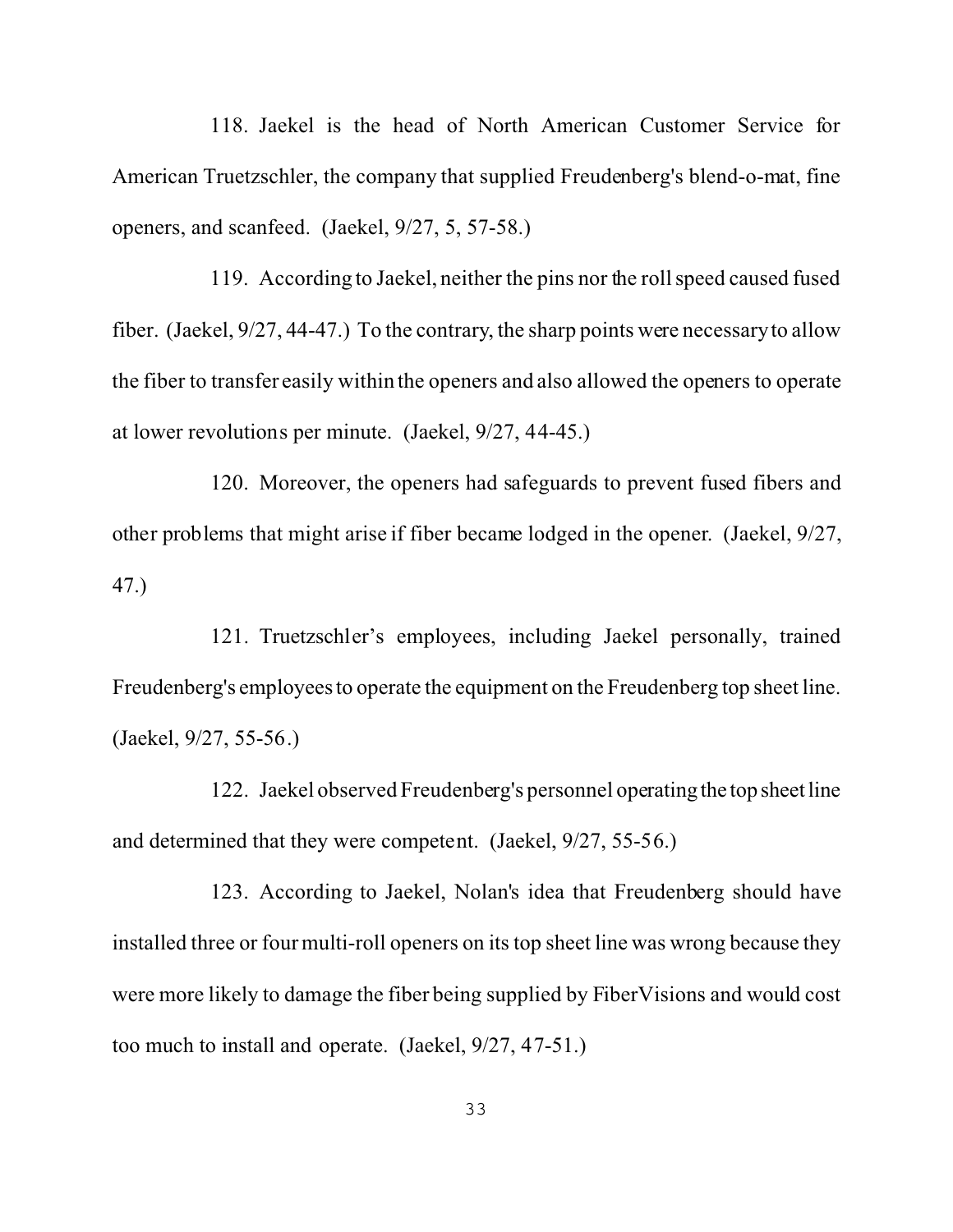118. Jaekel is the head of North American Customer Service for American Truetzschler, the company that supplied Freudenberg's blend-o-mat, fine openers, and scanfeed. (Jaekel, 9/27, 5, 57-58.)

119. According to Jaekel, neither the pins nor the roll speed caused fused fiber. (Jaekel, 9/27, 44-47.) To the contrary, the sharp points were necessary to allow the fiber to transfer easily within the openers and also allowed the openers to operate at lower revolutions per minute. (Jaekel, 9/27, 44-45.)

120. Moreover, the openers had safeguards to prevent fused fibers and other problems that might arise if fiber became lodged in the opener. (Jaekel, 9/27, 47.)

121. Truetzschler's employees, including Jaekel personally, trained Freudenberg's employees to operate the equipment on the Freudenberg top sheet line. (Jaekel, 9/27, 55-56.)

122. Jaekel observed Freudenberg's personnel operating the top sheet line and determined that they were competent. (Jaekel, 9/27, 55-56.)

123. According to Jaekel, Nolan's idea that Freudenberg should have installed three or four multi-roll openers on its top sheet line was wrong because they were more likely to damage the fiber being supplied by FiberVisions and would cost too much to install and operate. (Jaekel, 9/27, 47-51.)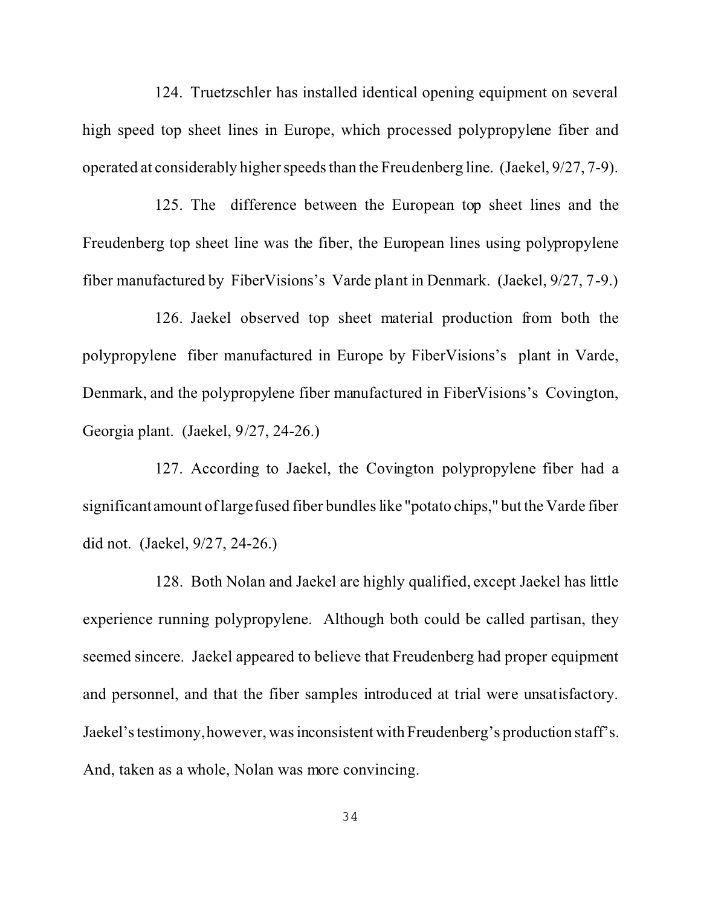124. Truetzschler has installed identical opening equipment on several high speed top sheet lines in Europe, which processed polypropylene fiber and operated at considerably higher speeds than the Freudenberg line. (Jaekel, 9/27, 7-9).

125. The difference between the European top sheet lines and the Freudenberg top sheet line was the fiber, the European lines using polypropylene fiber manufactured by FiberVisions's Varde plant in Denmark. (Jaekel, 9/27, 7-9.)

126. Jaekel observed top sheet material production from both the polypropylene fiber manufactured in Europe by FiberVisions's plant in Varde, Denmark, and the polypropylene fiber manufactured in FiberVisions's Covington, Georgia plant. (Jaekel, 9/27, 24-26.)

127. According to Jaekel, the Covington polypropylene fiber had a significant amount of large fused fiber bundles like "potato chips," but the Varde fiber did not. (Jaekel, 9/27, 24-26.)

128. Both Nolan and Jaekel are highly qualified, except Jaekel has little experience running polypropylene. Although both could be called partisan, they seemed sincere. Jaekel appeared to believe that Freudenberg had proper equipment and personnel, and that the fiber samples introduced at trial were unsatisfactory. Jaekel's testimony, however, was inconsistent with Freudenberg's production staff's. And, taken as a whole, Nolan was more convincing.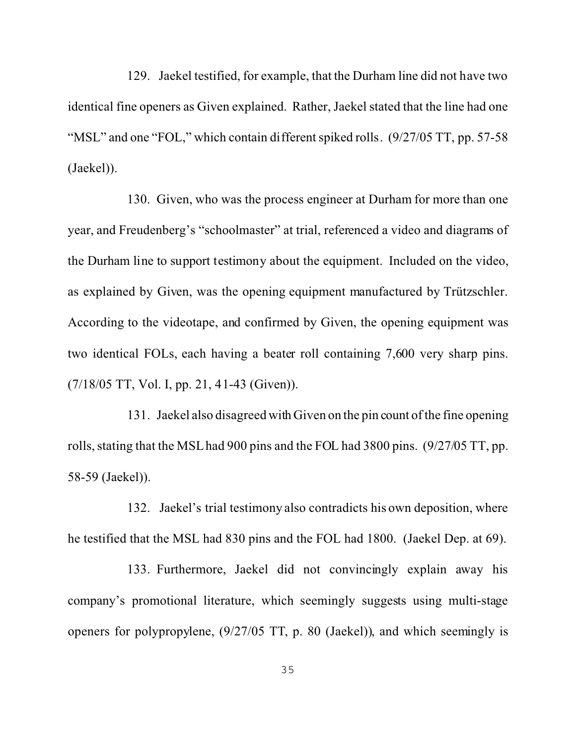129. Jaekel testified, for example, that the Durham line did not have two identical fine openers as Given explained. Rather, Jaekel stated that the line had one "MSL" and one "FOL," which contain different spiked rolls. (9/27/05 TT, pp. 57-58 (Jaekel)).

130. Given, who was the process engineer at Durham for more than one year, and Freudenberg's "schoolmaster" at trial, referenced a video and diagrams of the Durham line to support testimony about the equipment. Included on the video, as explained by Given, was the opening equipment manufactured by Trützschler. According to the videotape, and confirmed by Given, the opening equipment was two identical FOLs, each having a beater roll containing 7,600 very sharp pins. (7/18/05 TT, Vol. I, pp. 21, 41-43 (Given)).

131. Jaekel also disagreed with Given on the pin count of the fine opening rolls, stating that the MSL had 900 pins and the FOL had 3800 pins. (9/27/05 TT, pp. 58-59 (Jaekel)).

132. Jaekel's trial testimony also contradicts his own deposition, where he testified that the MSL had 830 pins and the FOL had 1800. (Jaekel Dep. at 69).

133. Furthermore, Jaekel did not convincingly explain away his company's promotional literature, which seemingly suggests using multi-stage openers for polypropylene, (9/27/05 TT, p. 80 (Jaekel)), and which seemingly is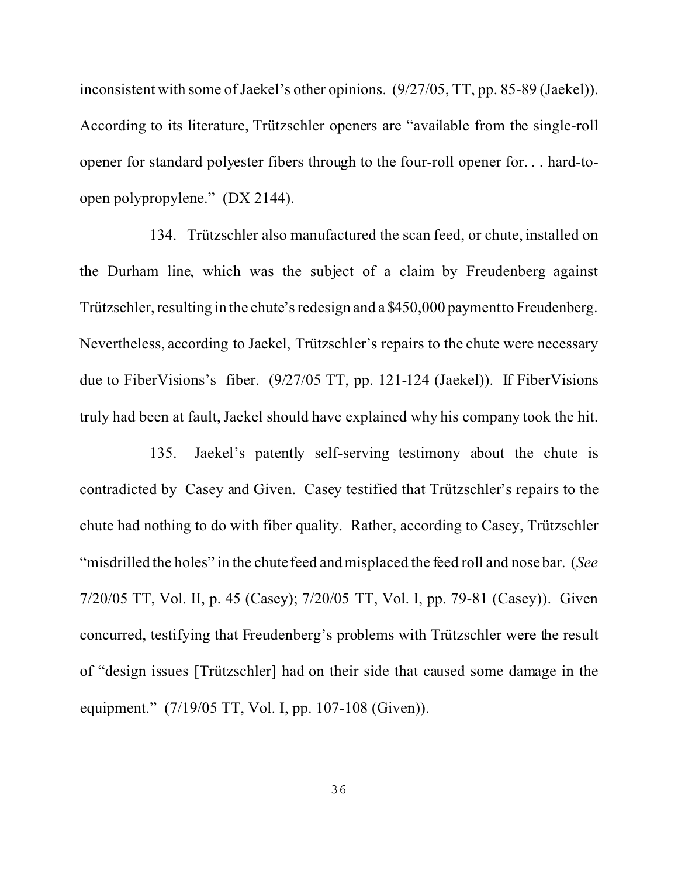inconsistent with some of Jaekel's other opinions. (9/27/05, TT, pp. 85-89 (Jaekel)). According to its literature, Trützschler openers are "available from the single-roll opener for standard polyester fibers through to the four-roll opener for. . . hard-to-open polypropylene." (DX 2144).

134. Trützschler also manufactured the scan feed, or chute, installed on the Durham line, which was the subject of a claim by Freudenberg against Trützschler, resulting in the chute's redesign and a $450,000 payment to Freudenberg. Nevertheless, according to Jaekel, Trützschler's repairs to the chute were necessary due to FiberVisions's fiber. (9/27/05 TT, pp. 121-124 (Jaekel)). If FiberVisions truly had been at fault, Jaekel should have explained why his company took the hit.

135. Jaekel's patently self-serving testimony about the chute is contradicted by Casey and Given. Casey testified that Trützschler's repairs to the chute had nothing to do with fiber quality. Rather, according to Casey, Trützschler "misdrilled the holes" in the chute feed and misplaced the feed roll and nose bar. (*See* 7/20/05 TT, Vol. II, p. 45 (Casey); 7/20/05 TT, Vol. I, pp. 79-81 (Casey)). Given concurred, testifying that Freudenberg's problems with Trützschler were the result of "design issues [Trützschler] had on their side that caused some damage in the equipment." (7/19/05 TT, Vol. I, pp. 107-108 (Given)).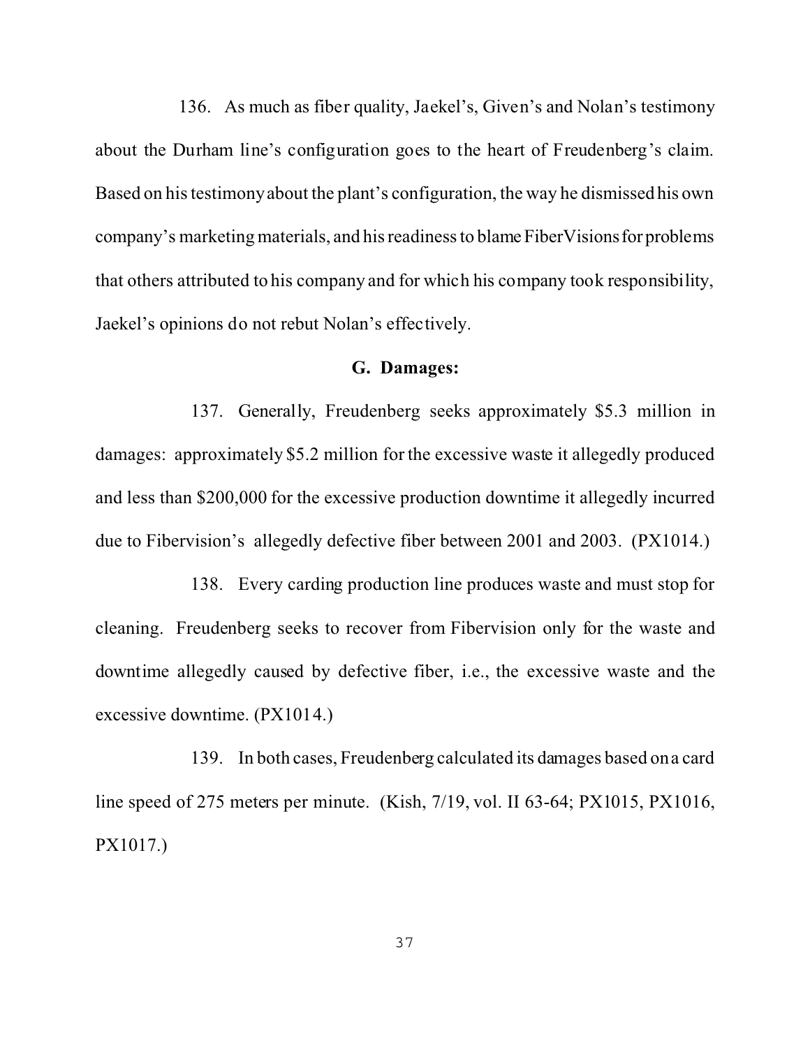136. As much as fiber quality, Jaekel's, Given's and Nolan's testimony about the Durham line's configuration goes to the heart of Freudenberg's claim. Based on his testimony about the plant's configuration, the way he dismissed his own company's marketing materials, and his readiness to blame FiberVisions for problems that others attributed to his company and for which his company took responsibility, Jaekel's opinions do not rebut Nolan's effectively.

**G. Damages:**

137. Generally, Freudenberg seeks approximately $5.3 million in damages: approximately $5.2 million for the excessive waste it allegedly produced and less than $200,000 for the excessive production downtime it allegedly incurred due to Fibervision's allegedly defective fiber between 2001 and 2003. (PX1014.)

138. Every carding production line produces waste and must stop for cleaning. Freudenberg seeks to recover from Fibervision only for the waste and downtime allegedly caused by defective fiber, i.e., the excessive waste and the excessive downtime. (PX1014.)

139. In both cases, Freudenberg calculated its damages based on a card line speed of 275 meters per minute. (Kish, 7/19, vol. II 63-64; PX1015, PX1016, PX1017.)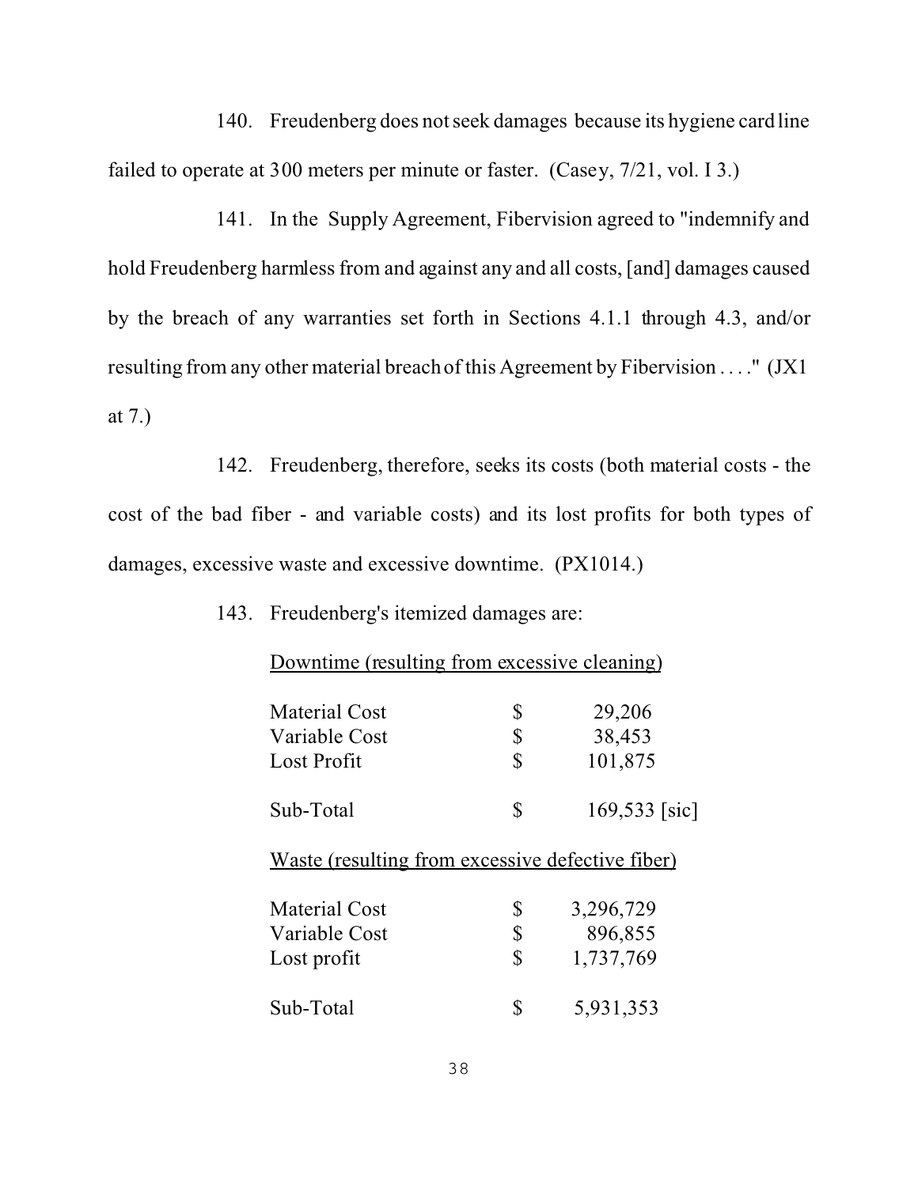140. Freudenberg does not seek damages because its hygiene card line failed to operate at 300 meters per minute or faster. (Casey, 7/21, vol. I 3.)

141. In the Supply Agreement, Fibervision agreed to "indemnify and hold Freudenberg harmless from and against any and all costs, [and] damages caused by the breach of any warranties set forth in Sections 4.1.1 through 4.3, and/or resulting from any other material breach of this Agreement by Fibervision . . . ." (JX1 at 7.)

142. Freudenberg, therefore, seeks its costs (both material costs - the cost of the bad fiber - and variable costs) and its lost profits for both types of damages, excessive waste and excessive downtime. (PX1014.)

143. Freudenberg's itemized damages are:

<u>Downtime (resulting from excessive cleaning)</u>

| | | |
|---|---|---|
| Material Cost | $ | 29,206 |
| Variable Cost | $ | 38,453 |
| Lost Profit | $ | 101,875 |
| Sub-Total | $ | 169,533 [sic] |

<u>Waste (resulting from excessive defective fiber)</u>

| | | |
|---|---|---|
| Material Cost | $ | 3,296,729 |
| Variable Cost | $ | 896,855 |
| Lost profit | $ | 1,737,769 |
| Sub-Total | $ | 5,931,353 |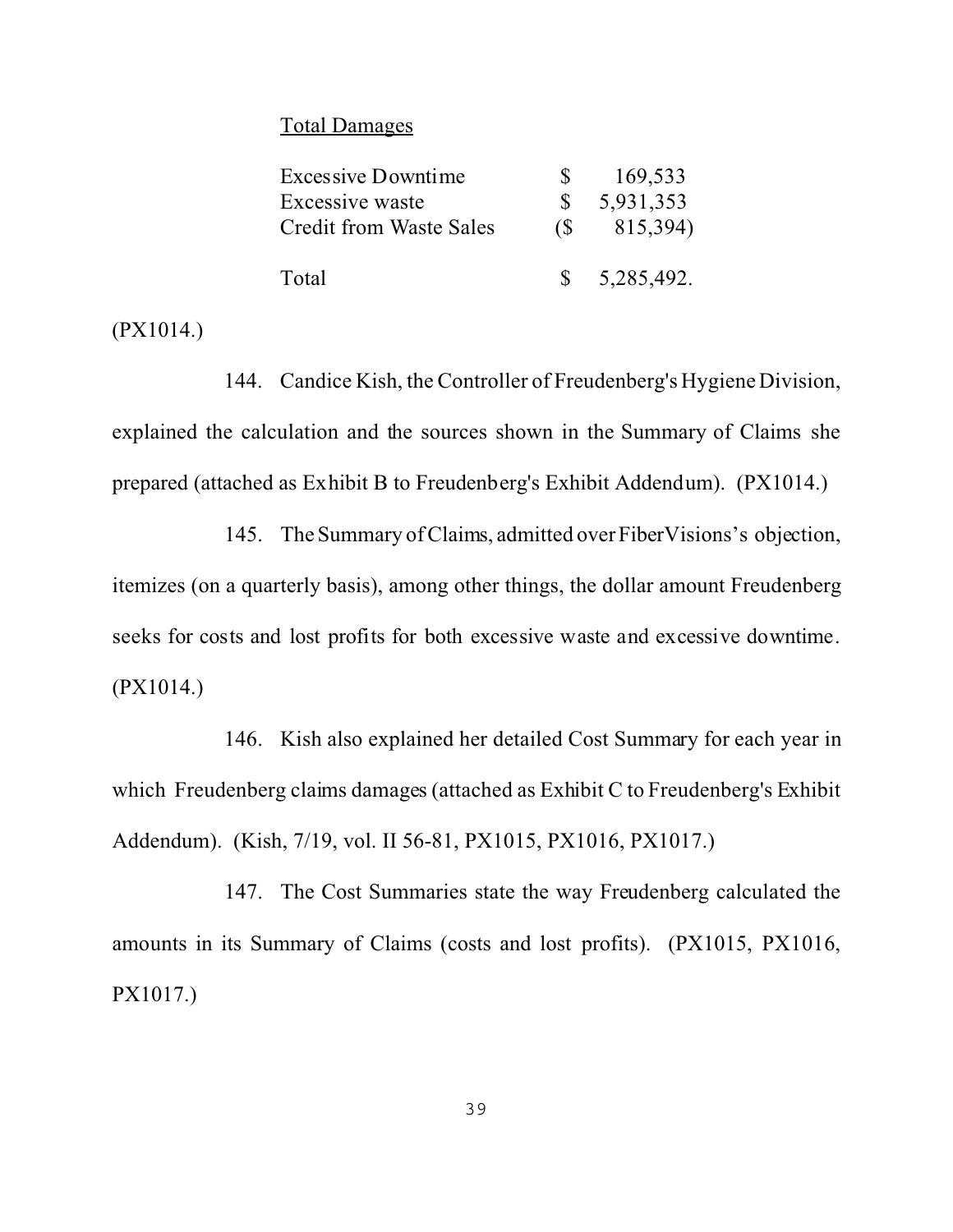Total Damages

| | | |
|---|---|---|
| Excessive Downtime | $ | 169,533 |
| Excessive waste | $ | 5,931,353 |
| Credit from Waste Sales | ($ | 815,394) |
| Total | $ | 5,285,492. |

(PX1014.)

144. Candice Kish, the Controller of Freudenberg's Hygiene Division, explained the calculation and the sources shown in the Summary of Claims she prepared (attached as Exhibit B to Freudenberg's Exhibit Addendum). (PX1014.)

145. The Summary of Claims, admitted over FiberVisions's objection, itemizes (on a quarterly basis), among other things, the dollar amount Freudenberg seeks for costs and lost profits for both excessive waste and excessive downtime. (PX1014.)

146. Kish also explained her detailed Cost Summary for each year in which Freudenberg claims damages (attached as Exhibit C to Freudenberg's Exhibit Addendum). (Kish, 7/19, vol. II 56-81, PX1015, PX1016, PX1017.)

147. The Cost Summaries state the way Freudenberg calculated the amounts in its Summary of Claims (costs and lost profits). (PX1015, PX1016, PX1017.)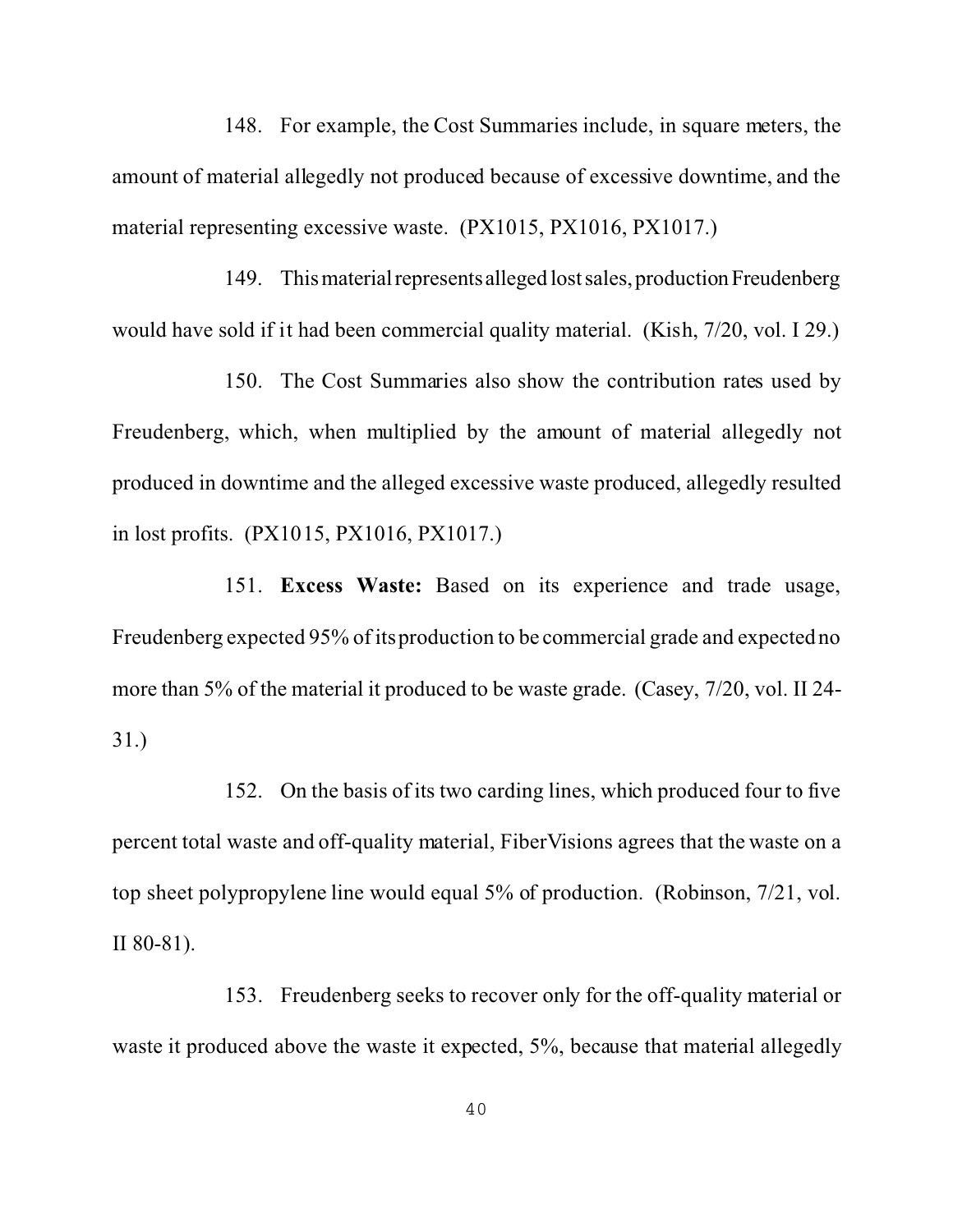148. For example, the Cost Summaries include, in square meters, the amount of material allegedly not produced because of excessive downtime, and the material representing excessive waste. (PX1015, PX1016, PX1017.)

149. This material represents alleged lost sales, production Freudenberg would have sold if it had been commercial quality material. (Kish, 7/20, vol. I 29.)

150. The Cost Summaries also show the contribution rates used by Freudenberg, which, when multiplied by the amount of material allegedly not produced in downtime and the alleged excessive waste produced, allegedly resulted in lost profits. (PX1015, PX1016, PX1017.)

151. **Excess Waste:** Based on its experience and trade usage, Freudenberg expected 95% of its production to be commercial grade and expected no more than 5% of the material it produced to be waste grade. (Casey, 7/20, vol. II 24-31.)

152. On the basis of its two carding lines, which produced four to five percent total waste and off-quality material, FiberVisions agrees that the waste on a top sheet polypropylene line would equal 5% of production. (Robinson, 7/21, vol. II 80-81).

153. Freudenberg seeks to recover only for the off-quality material or waste it produced above the waste it expected, 5%, because that material allegedly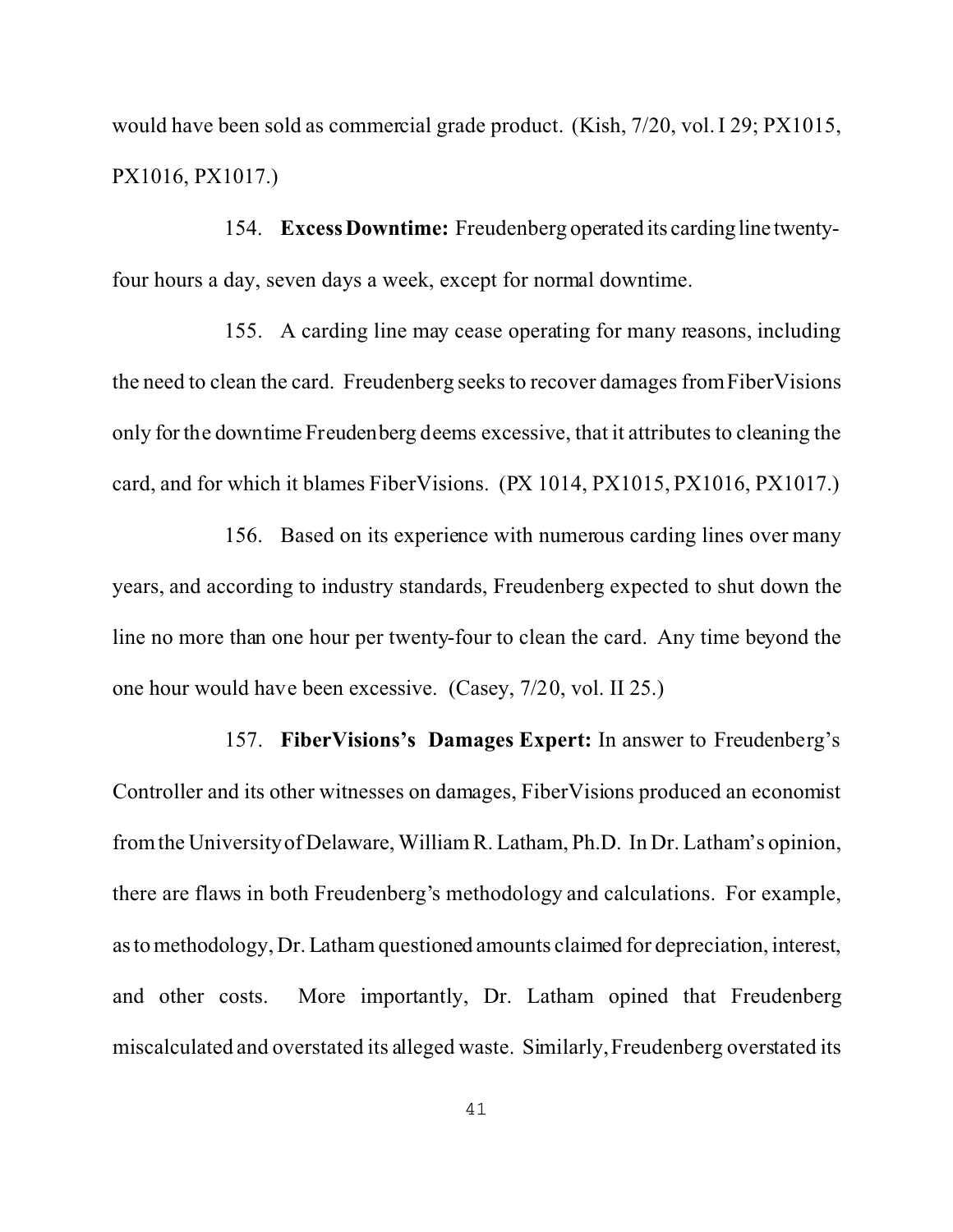would have been sold as commercial grade product. (Kish, 7/20, vol. I 29; PX1015, PX1016, PX1017.)

154. **Excess Downtime:** Freudenberg operated its carding line twenty-four hours a day, seven days a week, except for normal downtime.

155. A carding line may cease operating for many reasons, including the need to clean the card. Freudenberg seeks to recover damages from FiberVisions only for the downtime Freudenberg deems excessive, that it attributes to cleaning the card, and for which it blames FiberVisions. (PX 1014, PX1015, PX1016, PX1017.)

156. Based on its experience with numerous carding lines over many years, and according to industry standards, Freudenberg expected to shut down the line no more than one hour per twenty-four to clean the card. Any time beyond the one hour would have been excessive. (Casey, 7/20, vol. II 25.)

157. **FiberVisions's Damages Expert:** In answer to Freudenberg's Controller and its other witnesses on damages, FiberVisions produced an economist from the University of Delaware, William R. Latham, Ph.D. In Dr. Latham's opinion, there are flaws in both Freudenberg's methodology and calculations. For example, as to methodology, Dr. Latham questioned amounts claimed for depreciation, interest, and other costs. More importantly, Dr. Latham opined that Freudenberg miscalculated and overstated its alleged waste. Similarly, Freudenberg overstated its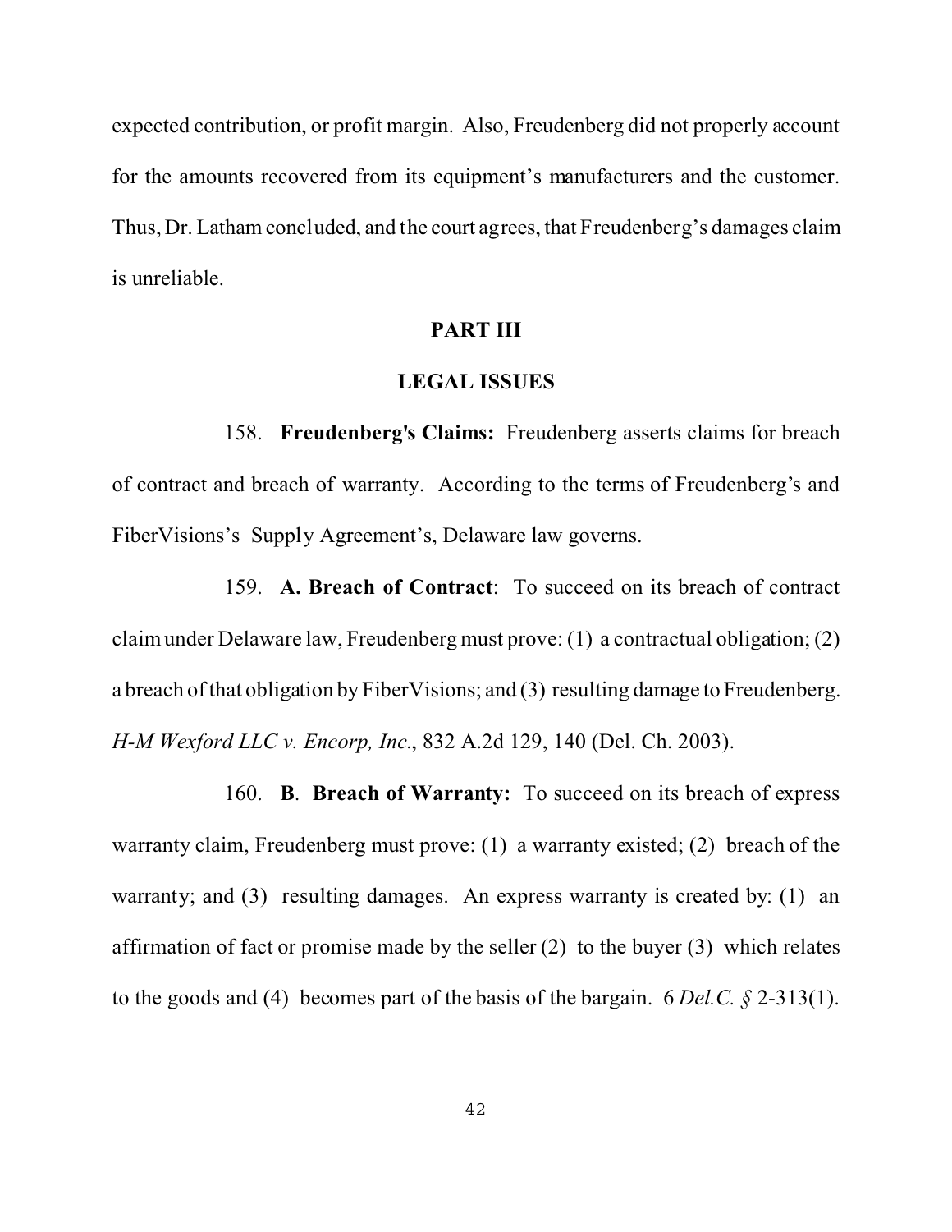expected contribution, or profit margin. Also, Freudenberg did not properly account for the amounts recovered from its equipment's manufacturers and the customer. Thus, Dr. Latham concluded, and the court agrees, that Freudenberg's damages claim is unreliable.

## PART III

## LEGAL ISSUES

158. **Freudenberg's Claims:** Freudenberg asserts claims for breach of contract and breach of warranty. According to the terms of Freudenberg's and FiberVisions's Supply Agreement's, Delaware law governs.

159. **A. Breach of Contract**: To succeed on its breach of contract claim under Delaware law, Freudenberg must prove: (1) a contractual obligation; (2) a breach of that obligation by FiberVisions; and (3) resulting damage to Freudenberg. *H-M Wexford LLC v. Encorp, Inc.*, 832 A.2d 129, 140 (Del. Ch. 2003).

160. **B**. **Breach of Warranty:** To succeed on its breach of express warranty claim, Freudenberg must prove: (1) a warranty existed; (2) breach of the warranty; and (3) resulting damages. An express warranty is created by: (1) an affirmation of fact or promise made by the seller (2) to the buyer (3) which relates to the goods and (4) becomes part of the basis of the bargain. 6 *Del.C. §* 2-313(1).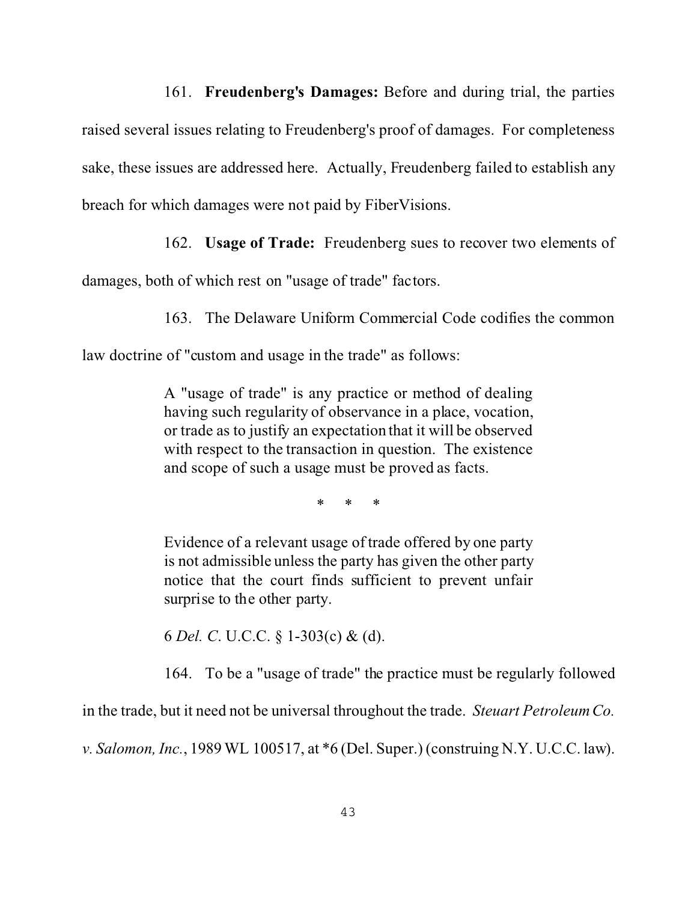161. **Freudenberg's Damages:** Before and during trial, the parties raised several issues relating to Freudenberg's proof of damages. For completeness sake, these issues are addressed here. Actually, Freudenberg failed to establish any breach for which damages were not paid by FiberVisions.

162. **Usage of Trade:** Freudenberg sues to recover two elements of damages, both of which rest on "usage of trade" factors.

163. The Delaware Uniform Commercial Code codifies the common law doctrine of "custom and usage in the trade" as follows:

> A "usage of trade" is any practice or method of dealing having such regularity of observance in a place, vocation, or trade as to justify an expectation that it will be observed with respect to the transaction in question. The existence and scope of such a usage must be proved as facts.
>
> \* \* \*
>
> Evidence of a relevant usage of trade offered by one party is not admissible unless the party has given the other party notice that the court finds sufficient to prevent unfair surprise to the other party.
>
> 6 *Del. C*. U.C.C. § 1-303(c) & (d).

164. To be a "usage of trade" the practice must be regularly followed in the trade, but it need not be universal throughout the trade. *Steuart Petroleum Co. v. Salomon, Inc.*, 1989 WL 100517, at *6 (Del. Super.) (construing N.Y. U.C.C. law).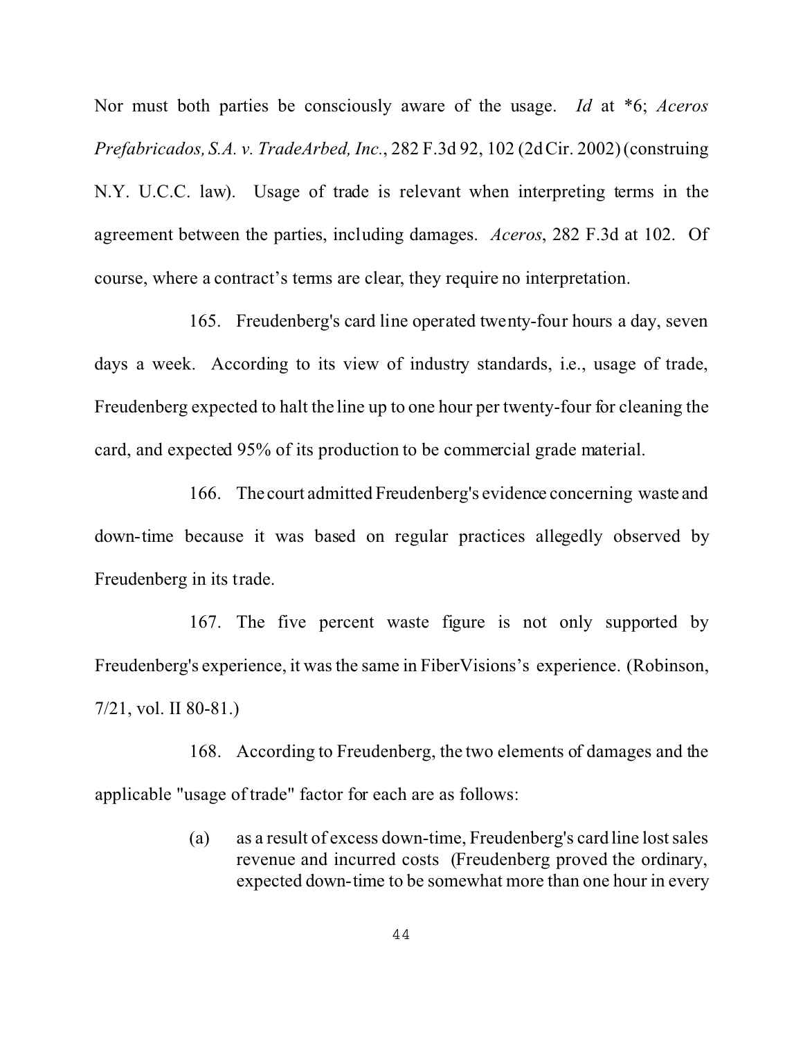Nor must both parties be consciously aware of the usage. *Id* at *6; *Aceros Prefabricados, S.A. v. TradeArbed, Inc.*, 282 F.3d 92, 102 (2d Cir. 2002) (construing N.Y. U.C.C. law). Usage of trade is relevant when interpreting terms in the agreement between the parties, including damages. *Aceros*, 282 F.3d at 102. Of course, where a contract's terms are clear, they require no interpretation.

165. Freudenberg's card line operated twenty-four hours a day, seven days a week. According to its view of industry standards, i.e., usage of trade, Freudenberg expected to halt the line up to one hour per twenty-four for cleaning the card, and expected 95% of its production to be commercial grade material.

166. The court admitted Freudenberg's evidence concerning waste and down-time because it was based on regular practices allegedly observed by Freudenberg in its trade.

167. The five percent waste figure is not only supported by Freudenberg's experience, it was the same in FiberVisions's experience. (Robinson, 7/21, vol. II 80-81.)

168. According to Freudenberg, the two elements of damages and the applicable "usage of trade" factor for each are as follows:

(a) as a result of excess down-time, Freudenberg's card line lost sales revenue and incurred costs (Freudenberg proved the ordinary, expected down-time to be somewhat more than one hour in every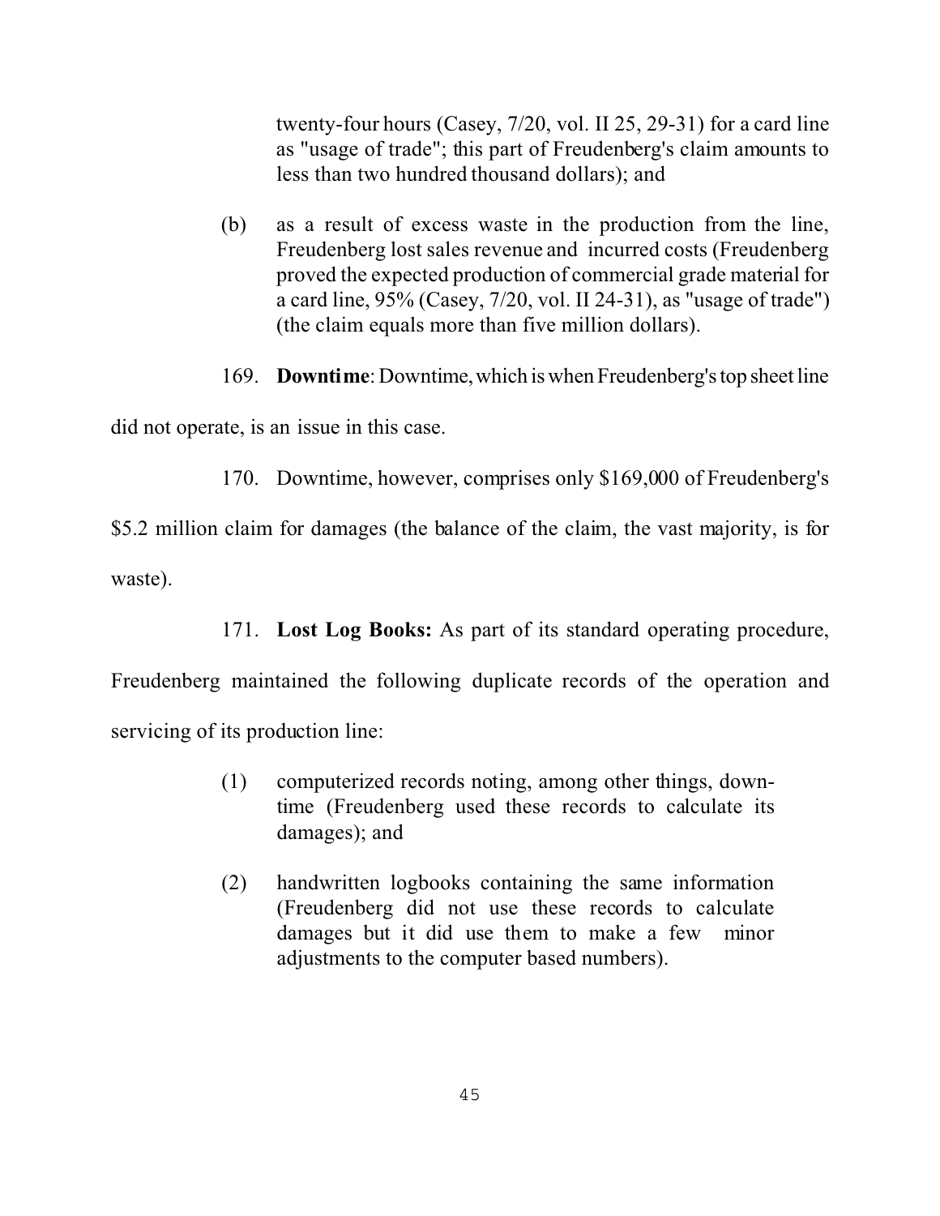twenty-four hours (Casey, 7/20, vol. II 25, 29-31) for a card line as "usage of trade"; this part of Freudenberg's claim amounts to less than two hundred thousand dollars); and

(b) as a result of excess waste in the production from the line, Freudenberg lost sales revenue and incurred costs (Freudenberg proved the expected production of commercial grade material for a card line, 95% (Casey, 7/20, vol. II 24-31), as "usage of trade") (the claim equals more than five million dollars).

169. **Downtime**: Downtime, which is when Freudenberg's top sheet line did not operate, is an issue in this case.

170. Downtime, however, comprises only $169,000 of Freudenberg's $5.2 million claim for damages (the balance of the claim, the vast majority, is for waste).

171. **Lost Log Books:** As part of its standard operating procedure, Freudenberg maintained the following duplicate records of the operation and servicing of its production line:

(1) computerized records noting, among other things, down-time (Freudenberg used these records to calculate its damages); and

(2) handwritten logbooks containing the same information (Freudenberg did not use these records to calculate damages but it did use them to make a few minor adjustments to the computer based numbers).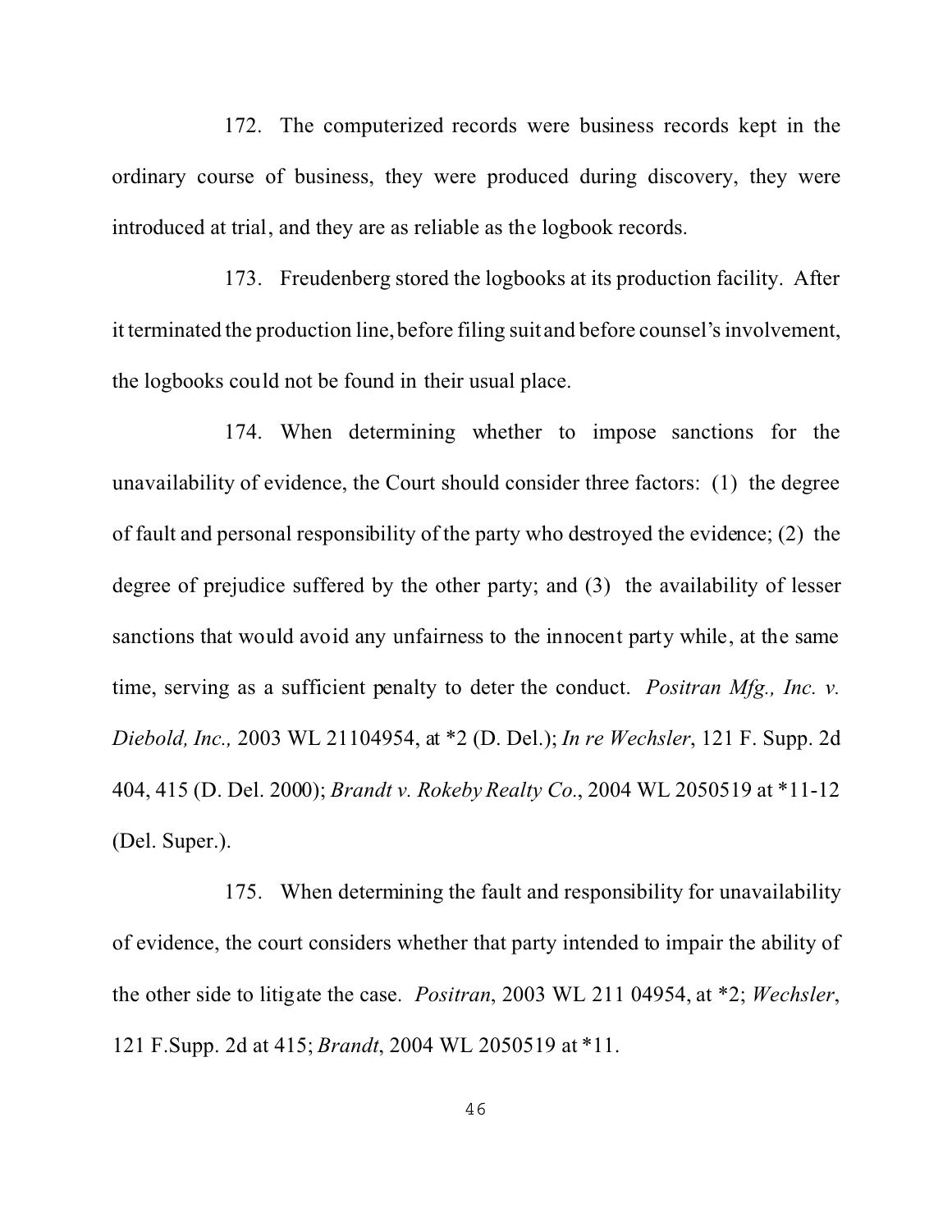172. The computerized records were business records kept in the ordinary course of business, they were produced during discovery, they were introduced at trial, and they are as reliable as the logbook records.

173. Freudenberg stored the logbooks at its production facility. After it terminated the production line, before filing suit and before counsel's involvement, the logbooks could not be found in their usual place.

174. When determining whether to impose sanctions for the unavailability of evidence, the Court should consider three factors: (1) the degree of fault and personal responsibility of the party who destroyed the evidence; (2) the degree of prejudice suffered by the other party; and (3) the availability of lesser sanctions that would avoid any unfairness to the innocent party while, at the same time, serving as a sufficient penalty to deter the conduct. *Positran Mfg., Inc. v. Diebold, Inc.,* 2003 WL 21104954, at *2 (D. Del.); *In re Wechsler*, 121 F. Supp. 2d 404, 415 (D. Del. 2000); *Brandt v. Rokeby Realty Co.*, 2004 WL 2050519 at *11-12 (Del. Super.).

175. When determining the fault and responsibility for unavailability of evidence, the court considers whether that party intended to impair the ability of the other side to litigate the case. *Positran*, 2003 WL 211 04954, at *2; *Wechsler*, 121 F.Supp. 2d at 415; *Brandt*, 2004 WL 2050519 at *11.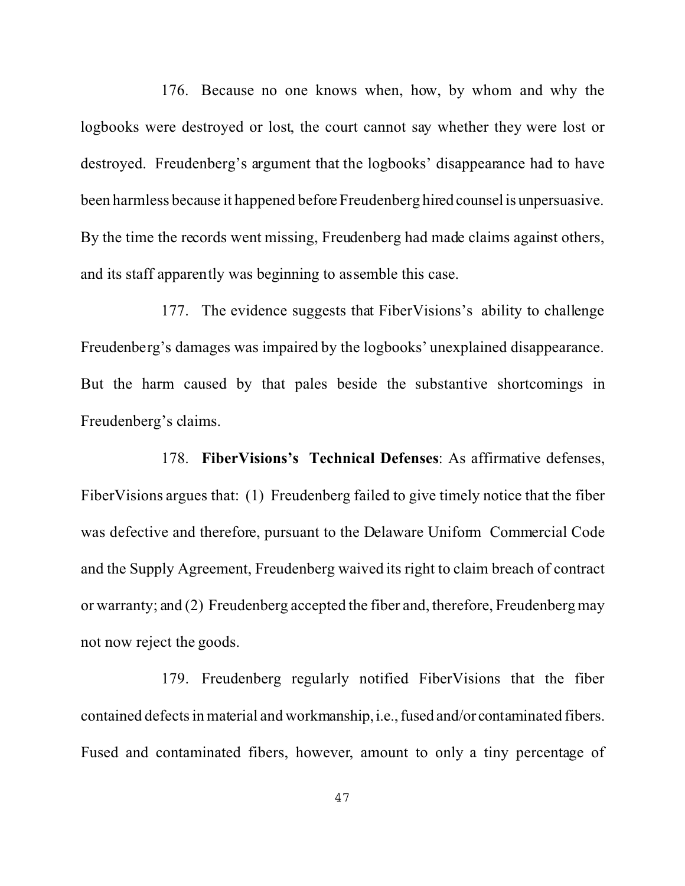176. Because no one knows when, how, by whom and why the logbooks were destroyed or lost, the court cannot say whether they were lost or destroyed. Freudenberg's argument that the logbooks' disappearance had to have been harmless because it happened before Freudenberg hired counsel is unpersuasive. By the time the records went missing, Freudenberg had made claims against others, and its staff apparently was beginning to assemble this case.

177. The evidence suggests that FiberVisions's ability to challenge Freudenberg's damages was impaired by the logbooks' unexplained disappearance. But the harm caused by that pales beside the substantive shortcomings in Freudenberg's claims.

178. **FiberVisions's Technical Defenses**: As affirmative defenses, FiberVisions argues that: (1) Freudenberg failed to give timely notice that the fiber was defective and therefore, pursuant to the Delaware Uniform Commercial Code and the Supply Agreement, Freudenberg waived its right to claim breach of contract or warranty; and (2) Freudenberg accepted the fiber and, therefore, Freudenberg may not now reject the goods.

179. Freudenberg regularly notified FiberVisions that the fiber contained defects in material and workmanship, i.e., fused and/or contaminated fibers. Fused and contaminated fibers, however, amount to only a tiny percentage of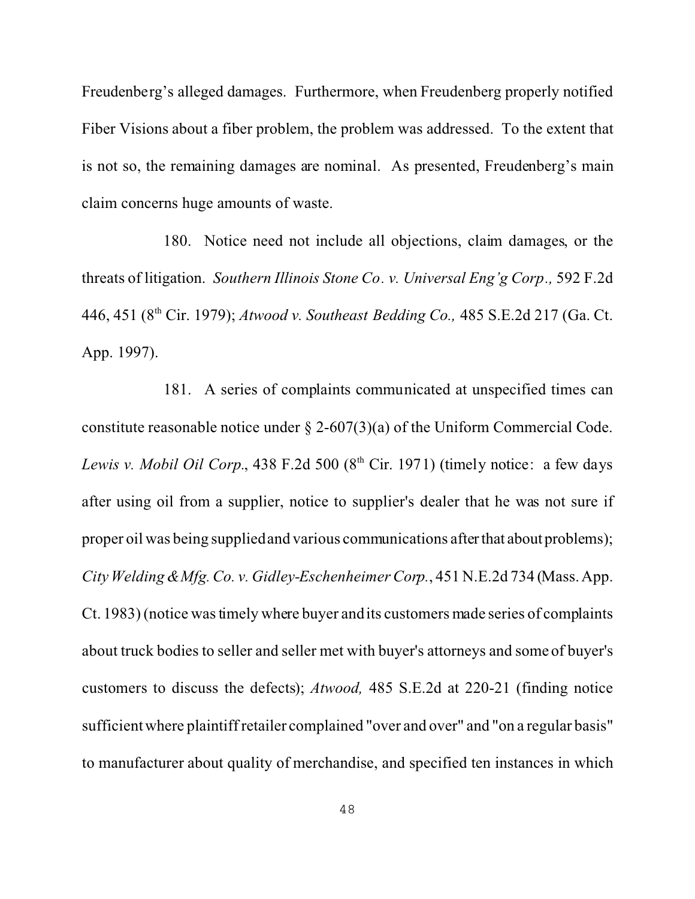Freudenberg's alleged damages. Furthermore, when Freudenberg properly notified Fiber Visions about a fiber problem, the problem was addressed. To the extent that is not so, the remaining damages are nominal. As presented, Freudenberg's main claim concerns huge amounts of waste.

180. Notice need not include all objections, claim damages, or the threats of litigation. *Southern Illinois Stone Co. v. Universal Eng'g Corp.,* 592 F.2d 446, 451 (8th Cir. 1979); *Atwood v. Southeast Bedding Co.,* 485 S.E.2d 217 (Ga. Ct. App. 1997).

181. A series of complaints communicated at unspecified times can constitute reasonable notice under § 2-607(3)(a) of the Uniform Commercial Code. *Lewis v. Mobil Oil Corp.*, 438 F.2d 500 (8th Cir. 1971) (timely notice: a few days after using oil from a supplier, notice to supplier's dealer that he was not sure if proper oil was being supplied and various communications after that about problems); *City Welding & Mfg. Co. v. Gidley-Eschenheimer Corp.*, 451 N.E.2d 734 (Mass. App. Ct. 1983) (notice was timely where buyer and its customers made series of complaints about truck bodies to seller and seller met with buyer's attorneys and some of buyer's customers to discuss the defects); *Atwood,* 485 S.E.2d at 220-21 (finding notice sufficient where plaintiff retailer complained "over and over" and "on a regular basis" to manufacturer about quality of merchandise, and specified ten instances in which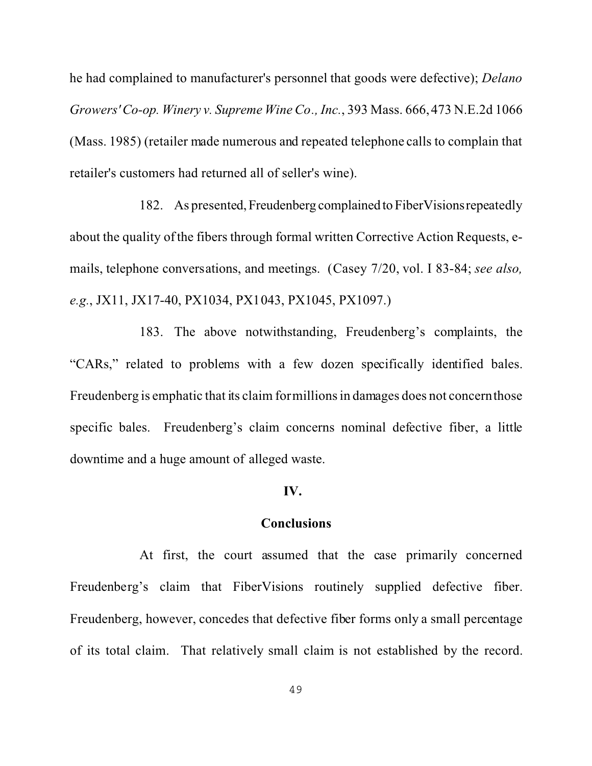he had complained to manufacturer's personnel that goods were defective); *Delano Growers' Co-op. Winery v. Supreme Wine Co., Inc.*, 393 Mass. 666, 473 N.E.2d 1066 (Mass. 1985) (retailer made numerous and repeated telephone calls to complain that retailer's customers had returned all of seller's wine).

182. As presented, Freudenberg complained to FiberVisions repeatedly about the quality of the fibers through formal written Corrective Action Requests, e-mails, telephone conversations, and meetings. (Casey 7/20, vol. I 83-84; *see also, e.g.*, JX11, JX17-40, PX1034, PX1043, PX1045, PX1097.)

183. The above notwithstanding, Freudenberg's complaints, the "CARs," related to problems with a few dozen specifically identified bales. Freudenberg is emphatic that its claim for millions in damages does not concern those specific bales. Freudenberg's claim concerns nominal defective fiber, a little downtime and a huge amount of alleged waste.

## IV.

## Conclusions

At first, the court assumed that the case primarily concerned Freudenberg's claim that FiberVisions routinely supplied defective fiber. Freudenberg, however, concedes that defective fiber forms only a small percentage of its total claim. That relatively small claim is not established by the record.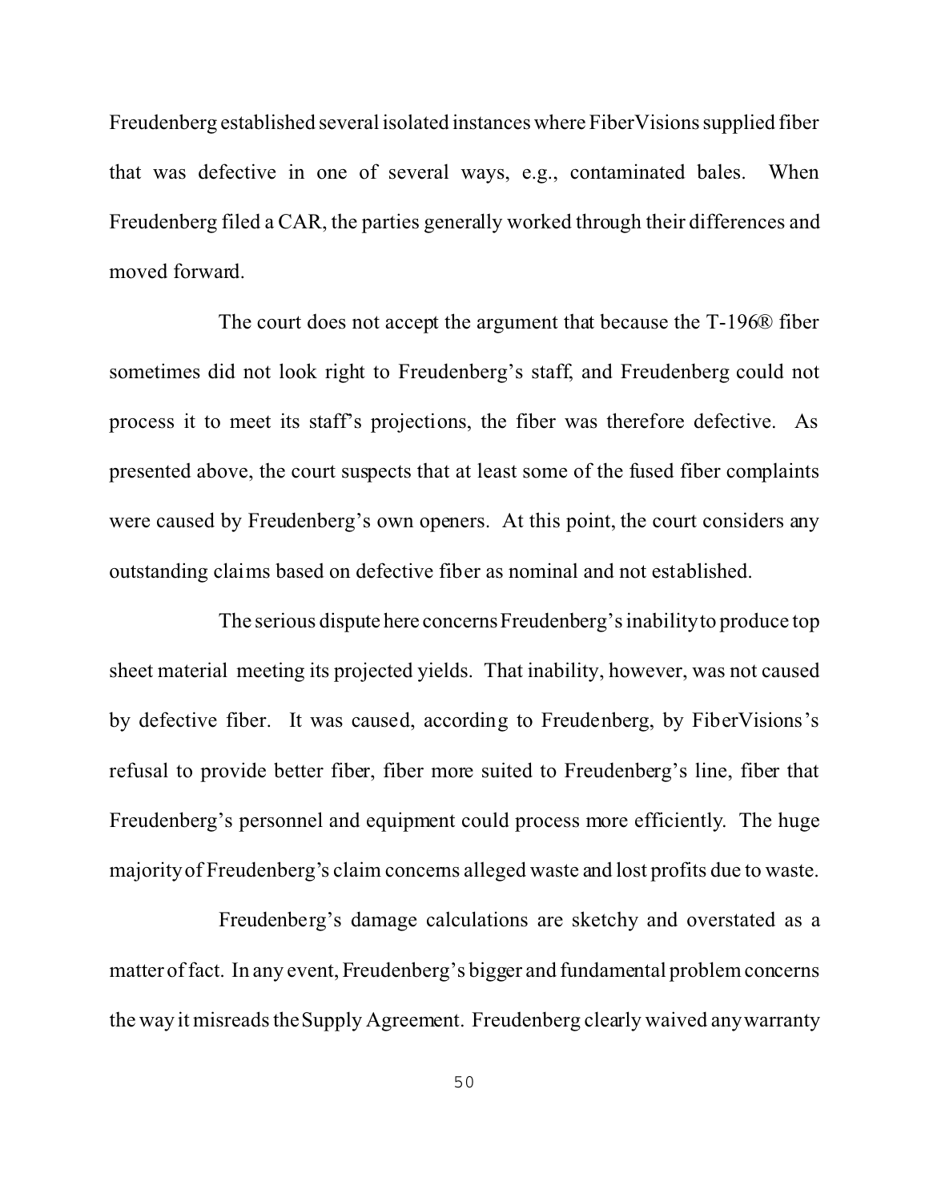Freudenberg established several isolated instances where FiberVisions supplied fiber that was defective in one of several ways, e.g., contaminated bales. When Freudenberg filed a CAR, the parties generally worked through their differences and moved forward.

The court does not accept the argument that because the T-196® fiber sometimes did not look right to Freudenberg's staff, and Freudenberg could not process it to meet its staff's projections, the fiber was therefore defective. As presented above, the court suspects that at least some of the fused fiber complaints were caused by Freudenberg's own openers. At this point, the court considers any outstanding claims based on defective fiber as nominal and not established.

The serious dispute here concerns Freudenberg's inability to produce top sheet material meeting its projected yields. That inability, however, was not caused by defective fiber. It was caused, according to Freudenberg, by FiberVisions's refusal to provide better fiber, fiber more suited to Freudenberg's line, fiber that Freudenberg's personnel and equipment could process more efficiently. The huge majority of Freudenberg's claim concerns alleged waste and lost profits due to waste.

Freudenberg's damage calculations are sketchy and overstated as a matter of fact. In any event, Freudenberg's bigger and fundamental problem concerns the way it misreads the Supply Agreement. Freudenberg clearly waived any warranty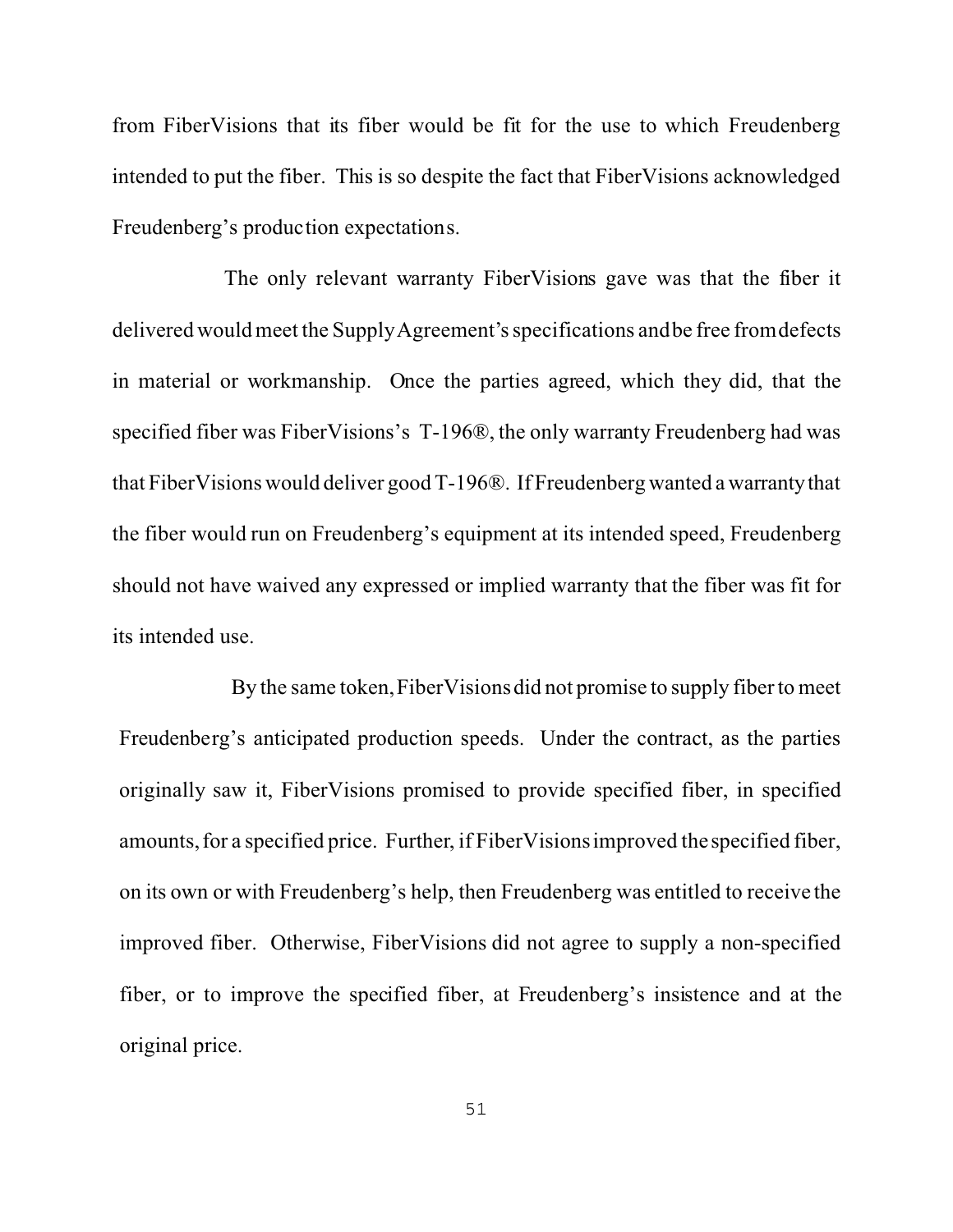from FiberVisions that its fiber would be fit for the use to which Freudenberg intended to put the fiber. This is so despite the fact that FiberVisions acknowledged Freudenberg's production expectations.

The only relevant warranty FiberVisions gave was that the fiber it delivered would meet the Supply Agreement's specifications and be free from defects in material or workmanship. Once the parties agreed, which they did, that the specified fiber was FiberVisions's T-196®, the only warranty Freudenberg had was that FiberVisions would deliver good T-196®. If Freudenberg wanted a warranty that the fiber would run on Freudenberg's equipment at its intended speed, Freudenberg should not have waived any expressed or implied warranty that the fiber was fit for its intended use.

By the same token, FiberVisions did not promise to supply fiber to meet Freudenberg's anticipated production speeds. Under the contract, as the parties originally saw it, FiberVisions promised to provide specified fiber, in specified amounts, for a specified price. Further, if FiberVisions improved the specified fiber, on its own or with Freudenberg's help, then Freudenberg was entitled to receive the improved fiber. Otherwise, FiberVisions did not agree to supply a non-specified fiber, or to improve the specified fiber, at Freudenberg's insistence and at the original price.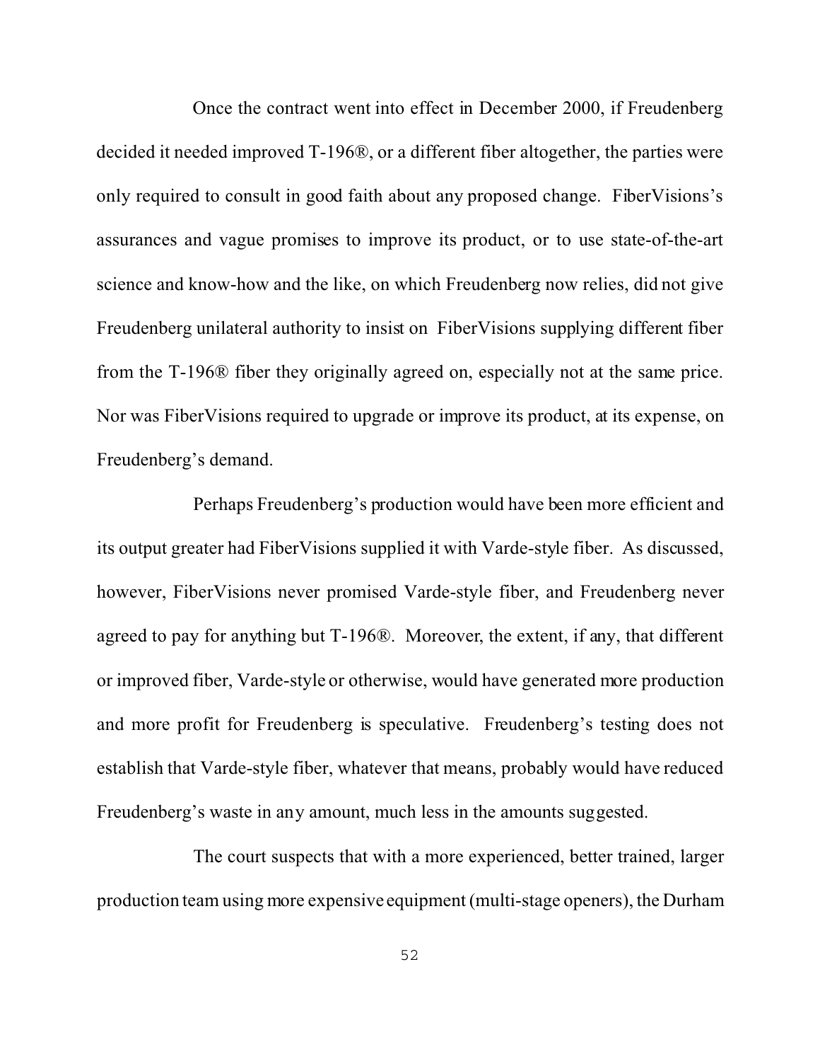Once the contract went into effect in December 2000, if Freudenberg decided it needed improved T-196®, or a different fiber altogether, the parties were only required to consult in good faith about any proposed change. FiberVisions's assurances and vague promises to improve its product, or to use state-of-the-art science and know-how and the like, on which Freudenberg now relies, did not give Freudenberg unilateral authority to insist on FiberVisions supplying different fiber from the T-196® fiber they originally agreed on, especially not at the same price. Nor was FiberVisions required to upgrade or improve its product, at its expense, on Freudenberg's demand.

Perhaps Freudenberg's production would have been more efficient and its output greater had FiberVisions supplied it with Varde-style fiber. As discussed, however, FiberVisions never promised Varde-style fiber, and Freudenberg never agreed to pay for anything but T-196®. Moreover, the extent, if any, that different or improved fiber, Varde-style or otherwise, would have generated more production and more profit for Freudenberg is speculative. Freudenberg's testing does not establish that Varde-style fiber, whatever that means, probably would have reduced Freudenberg's waste in any amount, much less in the amounts suggested.

The court suspects that with a more experienced, better trained, larger production team using more expensive equipment (multi-stage openers), the Durham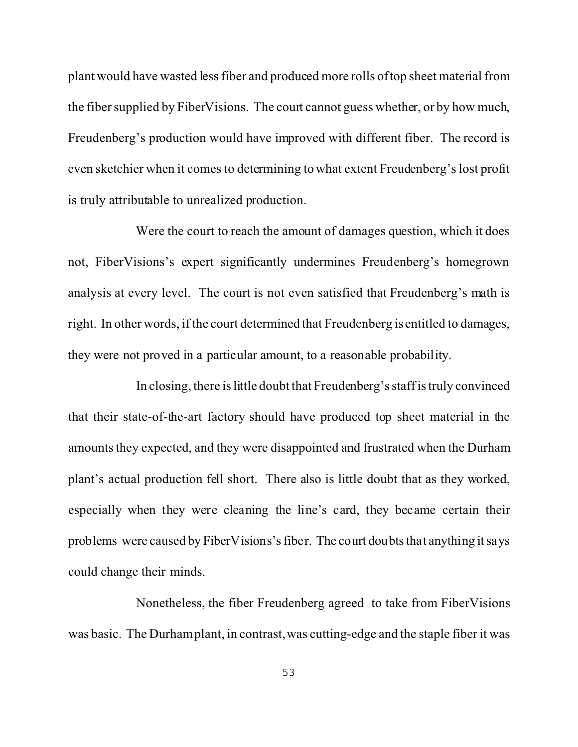plant would have wasted less fiber and produced more rolls of top sheet material from the fiber supplied by FiberVisions. The court cannot guess whether, or by how much, Freudenberg's production would have improved with different fiber. The record is even sketchier when it comes to determining to what extent Freudenberg's lost profit is truly attributable to unrealized production.

Were the court to reach the amount of damages question, which it does not, FiberVisions's expert significantly undermines Freudenberg's homegrown analysis at every level. The court is not even satisfied that Freudenberg's math is right. In other words, if the court determined that Freudenberg is entitled to damages, they were not proved in a particular amount, to a reasonable probability.

In closing, there is little doubt that Freudenberg's staff is truly convinced that their state-of-the-art factory should have produced top sheet material in the amounts they expected, and they were disappointed and frustrated when the Durham plant's actual production fell short. There also is little doubt that as they worked, especially when they were cleaning the line's card, they became certain their problems were caused by FiberVisions's fiber. The court doubts that anything it says could change their minds.

Nonetheless, the fiber Freudenberg agreed to take from FiberVisions was basic. The Durham plant, in contrast, was cutting-edge and the staple fiber it was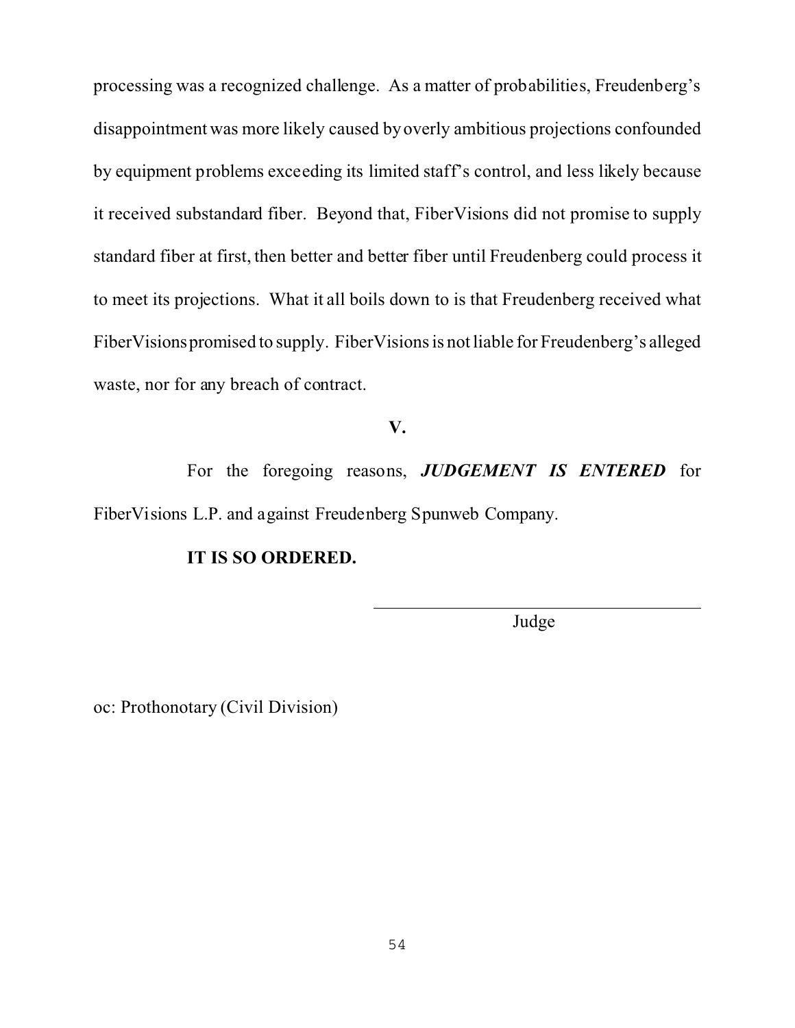processing was a recognized challenge. As a matter of probabilities, Freudenberg's disappointment was more likely caused by overly ambitious projections confounded by equipment problems exceeding its limited staff's control, and less likely because it received substandard fiber. Beyond that, FiberVisions did not promise to supply standard fiber at first, then better and better fiber until Freudenberg could process it to meet its projections. What it all boils down to is that Freudenberg received what FiberVisions promised to supply. FiberVisions is not liable for Freudenberg's alleged waste, nor for any breach of contract.

**V.**

For the foregoing reasons, ***JUDGEMENT IS ENTERED*** for FiberVisions L.P. and against Freudenberg Spunweb Company.

**IT IS SO ORDERED.**

\_\_\_\_\_\_\_\_\_\_\_\_\_\_\_\_\_\_\_\_\_\_\_\_\_\_\_\_\_\_\_\_\_\_\_\_\_\_\_\_

Judge

oc: Prothonotary (Civil Division)